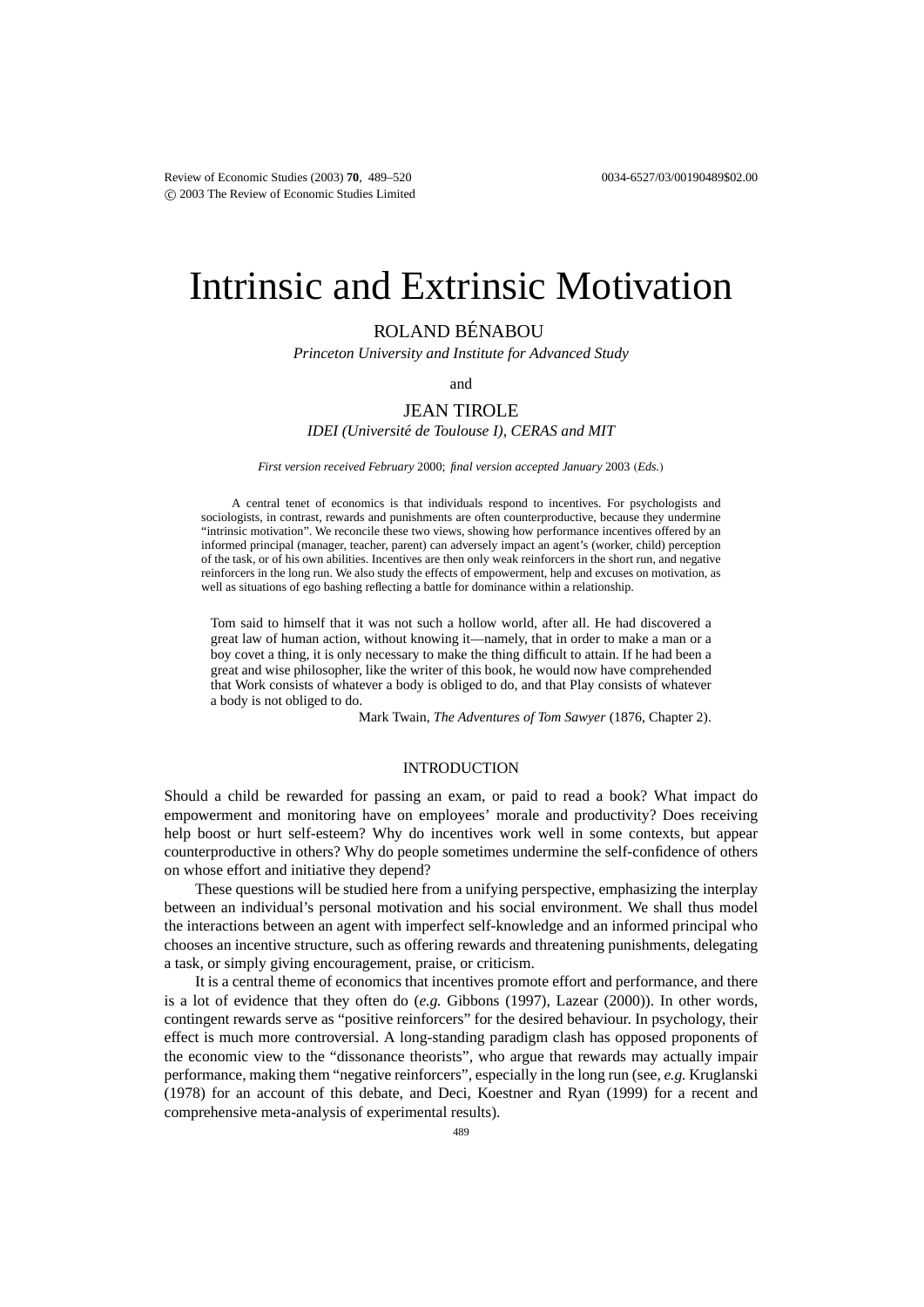# Intrinsic and Extrinsic Motivation

ROLAND BÉNABOU

*Princeton University and Institute for Advanced Study*

and

JEAN TIROLE

*IDEI (Université de Toulouse I), CERAS and MIT*

*First version received February* 2000; *final version accepted January* 2003 (*Eds.*)

A central tenet of economics is that individuals respond to incentives. For psychologists and sociologists, in contrast, rewards and punishments are often counterproductive, because they undermine "intrinsic motivation". We reconcile these two views, showing how performance incentives offered by an informed principal (manager, teacher, parent) can adversely impact an agent's (worker, child) perception of the task, or of his own abilities. Incentives are then only weak reinforcers in the short run, and negative reinforcers in the long run. We also study the effects of empowerment, help and excuses on motivation, as well as situations of ego bashing reflecting a battle for dominance within a relationship.

> Tom said to himself that it was not such a hollow world, after all. He had discovered a great law of human action, without knowing it—namely, that in order to make a man or a boy covet a thing, it is only necessary to make the thing difficult to attain. If he had been a great and wise philosopher, like the writer of this book, he would now have comprehended that Work consists of whatever a body is obliged to do, and that Play consists of whatever a body is not obliged to do.
>
> Mark Twain, *The Adventures of Tom Sawyer* (1876, Chapter 2).

## INTRODUCTION

Should a child be rewarded for passing an exam, or paid to read a book? What impact do empowerment and monitoring have on employees' morale and productivity? Does receiving help boost or hurt self-esteem? Why do incentives work well in some contexts, but appear counterproductive in others? Why do people sometimes undermine the self-confidence of others on whose effort and initiative they depend?

These questions will be studied here from a unifying perspective, emphasizing the interplay between an individual's personal motivation and his social environment. We shall thus model the interactions between an agent with imperfect self-knowledge and an informed principal who chooses an incentive structure, such as offering rewards and threatening punishments, delegating a task, or simply giving encouragement, praise, or criticism.

It is a central theme of economics that incentives promote effort and performance, and there is a lot of evidence that they often do (*e.g.* Gibbons (1997), Lazear (2000)). In other words, contingent rewards serve as "positive reinforcers" for the desired behaviour. In psychology, their effect is much more controversial. A long-standing paradigm clash has opposed proponents of the economic view to the "dissonance theorists", who argue that rewards may actually impair performance, making them "negative reinforcers", especially in the long run (see, *e.g.* Kruglanski (1978) for an account of this debate, and Deci, Koestner and Ryan (1999) for a recent and comprehensive meta-analysis of experimental results).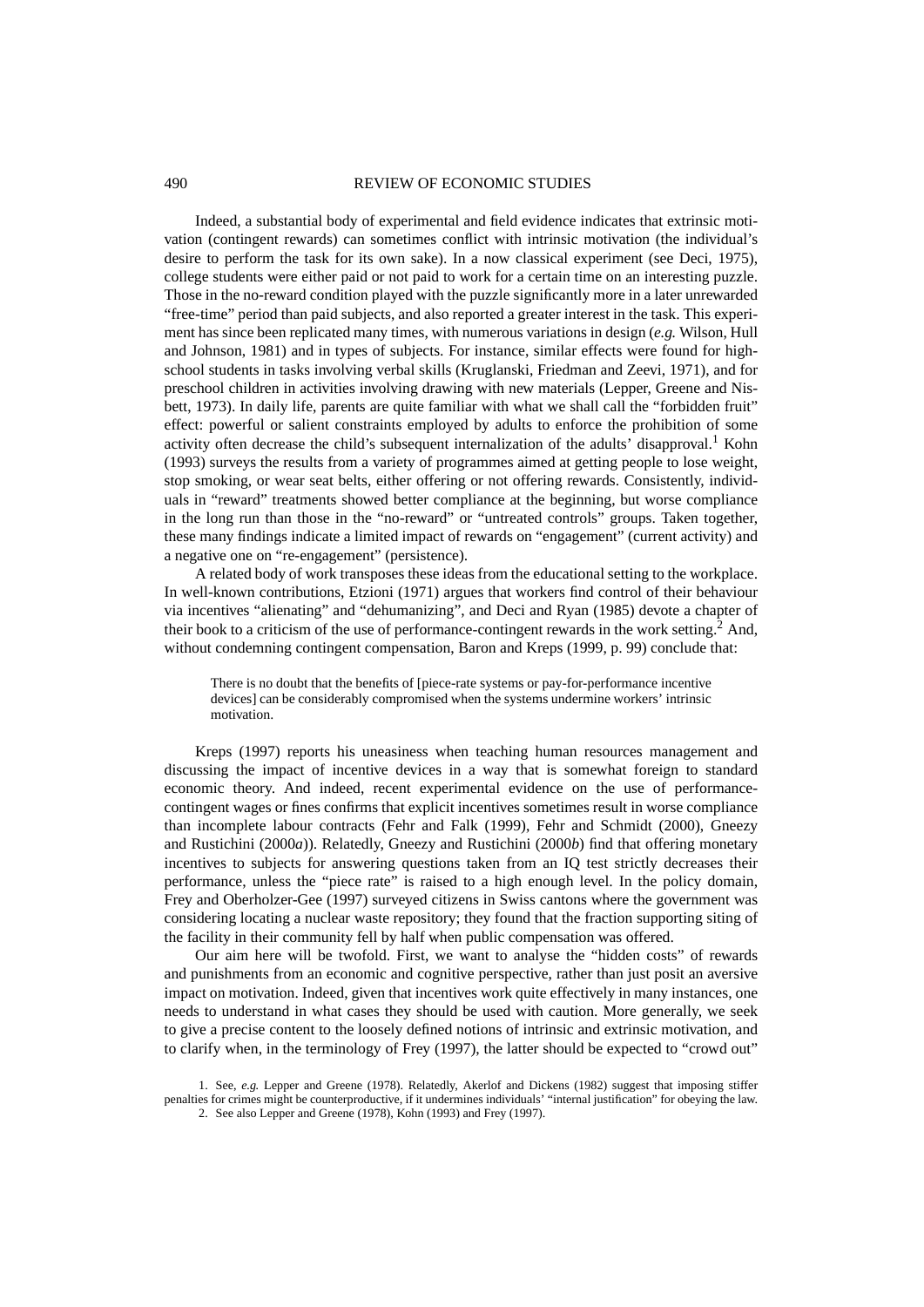Indeed, a substantial body of experimental and field evidence indicates that extrinsic motivation (contingent rewards) can sometimes conflict with intrinsic motivation (the individual's desire to perform the task for its own sake). In a now classical experiment (see Deci, 1975), college students were either paid or not paid to work for a certain time on an interesting puzzle. Those in the no-reward condition played with the puzzle significantly more in a later unrewarded "free-time" period than paid subjects, and also reported a greater interest in the task. This experiment has since been replicated many times, with numerous variations in design (*e.g.* Wilson, Hull and Johnson, 1981) and in types of subjects. For instance, similar effects were found for high-school students in tasks involving verbal skills (Kruglanski, Friedman and Zeevi, 1971), and for preschool children in activities involving drawing with new materials (Lepper, Greene and Nisbett, 1973). In daily life, parents are quite familiar with what we shall call the "forbidden fruit" effect: powerful or salient constraints employed by adults to enforce the prohibition of some activity often decrease the child's subsequent internalization of the adults' disapproval.[1] Kohn (1993) surveys the results from a variety of programmes aimed at getting people to lose weight, stop smoking, or wear seat belts, either offering or not offering rewards. Consistently, individuals in "reward" treatments showed better compliance at the beginning, but worse compliance in the long run than those in the "no-reward" or "untreated controls" groups. Taken together, these many findings indicate a limited impact of rewards on "engagement" (current activity) and a negative one on "re-engagement" (persistence).

A related body of work transposes these ideas from the educational setting to the workplace. In well-known contributions, Etzioni (1971) argues that workers find control of their behaviour via incentives "alienating" and "dehumanizing", and Deci and Ryan (1985) devote a chapter of their book to a criticism of the use of performance-contingent rewards in the work setting.[2] And, without condemning contingent compensation, Baron and Kreps (1999, p. 99) conclude that:

> There is no doubt that the benefits of [piece-rate systems or pay-for-performance incentive devices] can be considerably compromised when the systems undermine workers' intrinsic motivation.

Kreps (1997) reports his uneasiness when teaching human resources management and discussing the impact of incentive devices in a way that is somewhat foreign to standard economic theory. And indeed, recent experimental evidence on the use of performance-contingent wages or fines confirms that explicit incentives sometimes result in worse compliance than incomplete labour contracts (Fehr and Falk (1999), Fehr and Schmidt (2000), Gneezy and Rustichini (2000*a*)). Relatedly, Gneezy and Rustichini (2000*b*) find that offering monetary incentives to subjects for answering questions taken from an IQ test strictly decreases their performance, unless the "piece rate" is raised to a high enough level. In the policy domain, Frey and Oberholzer-Gee (1997) surveyed citizens in Swiss cantons where the government was considering locating a nuclear waste repository; they found that the fraction supporting siting of the facility in their community fell by half when public compensation was offered.

Our aim here will be twofold. First, we want to analyse the "hidden costs" of rewards and punishments from an economic and cognitive perspective, rather than just posit an aversive impact on motivation. Indeed, given that incentives work quite effectively in many instances, one needs to understand in what cases they should be used with caution. More generally, we seek to give a precise content to the loosely defined notions of intrinsic and extrinsic motivation, and to clarify when, in the terminology of Frey (1997), the latter should be expected to "crowd out"

1. See, *e.g.* Lepper and Greene (1978). Relatedly, Akerlof and Dickens (1982) suggest that imposing stiffer penalties for crimes might be counterproductive, if it undermines individuals' "internal justification" for obeying the law.

2. See also Lepper and Greene (1978), Kohn (1993) and Frey (1997).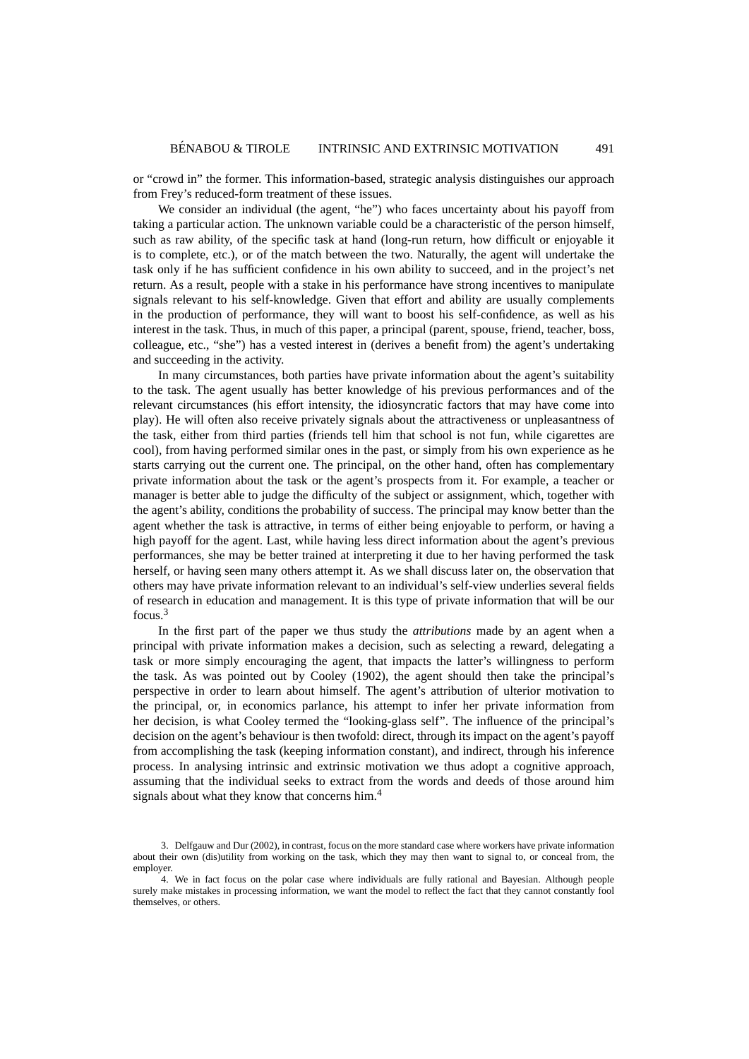or "crowd in" the former. This information-based, strategic analysis distinguishes our approach from Frey's reduced-form treatment of these issues.

We consider an individual (the agent, "he") who faces uncertainty about his payoff from taking a particular action. The unknown variable could be a characteristic of the person himself, such as raw ability, of the specific task at hand (long-run return, how difficult or enjoyable it is to complete, etc.), or of the match between the two. Naturally, the agent will undertake the task only if he has sufficient confidence in his own ability to succeed, and in the project's net return. As a result, people with a stake in his performance have strong incentives to manipulate signals relevant to his self-knowledge. Given that effort and ability are usually complements in the production of performance, they will want to boost his self-confidence, as well as his interest in the task. Thus, in much of this paper, a principal (parent, spouse, friend, teacher, boss, colleague, etc., "she") has a vested interest in (derives a benefit from) the agent's undertaking and succeeding in the activity.

In many circumstances, both parties have private information about the agent's suitability to the task. The agent usually has better knowledge of his previous performances and of the relevant circumstances (his effort intensity, the idiosyncratic factors that may have come into play). He will often also receive privately signals about the attractiveness or unpleasantness of the task, either from third parties (friends tell him that school is not fun, while cigarettes are cool), from having performed similar ones in the past, or simply from his own experience as he starts carrying out the current one. The principal, on the other hand, often has complementary private information about the task or the agent's prospects from it. For example, a teacher or manager is better able to judge the difficulty of the subject or assignment, which, together with the agent's ability, conditions the probability of success. The principal may know better than the agent whether the task is attractive, in terms of either being enjoyable to perform, or having a high payoff for the agent. Last, while having less direct information about the agent's previous performances, she may be better trained at interpreting it due to her having performed the task herself, or having seen many others attempt it. As we shall discuss later on, the observation that others may have private information relevant to an individual's self-view underlies several fields of research in education and management. It is this type of private information that will be our focus.[3]

In the first part of the paper we thus study the *attributions* made by an agent when a principal with private information makes a decision, such as selecting a reward, delegating a task or more simply encouraging the agent, that impacts the latter's willingness to perform the task. As was pointed out by Cooley (1902), the agent should then take the principal's perspective in order to learn about himself. The agent's attribution of ulterior motivation to the principal, or, in economics parlance, his attempt to infer her private information from her decision, is what Cooley termed the "looking-glass self". The influence of the principal's decision on the agent's behaviour is then twofold: direct, through its impact on the agent's payoff from accomplishing the task (keeping information constant), and indirect, through his inference process. In analysing intrinsic and extrinsic motivation we thus adopt a cognitive approach, assuming that the individual seeks to extract from the words and deeds of those around him signals about what they know that concerns him.[4]

3. Delfgauw and Dur (2002), in contrast, focus on the more standard case where workers have private information about their own (dis)utility from working on the task, which they may then want to signal to, or conceal from, the employer.

4. We in fact focus on the polar case where individuals are fully rational and Bayesian. Although people surely make mistakes in processing information, we want the model to reflect the fact that they cannot constantly fool themselves, or others.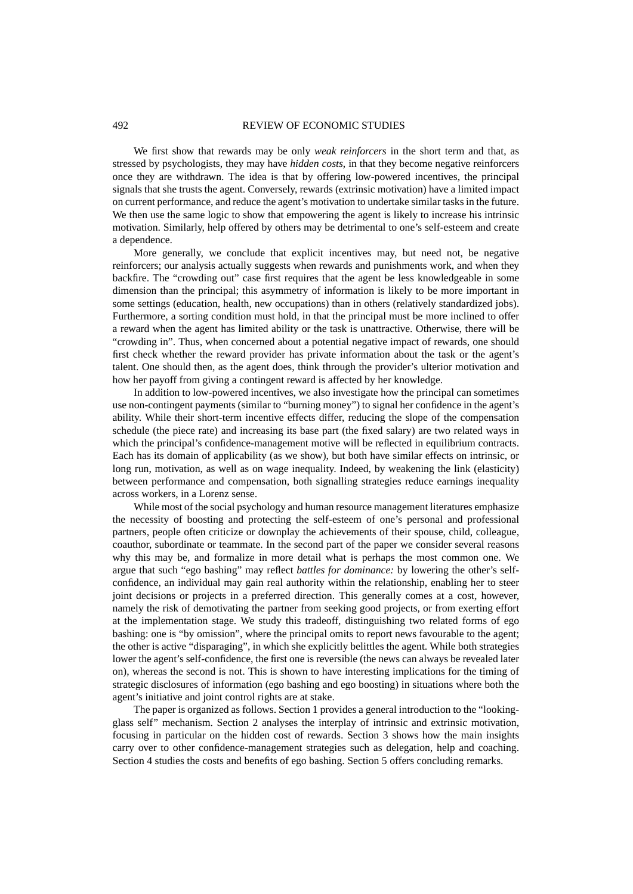We first show that rewards may be only *weak reinforcers* in the short term and that, as stressed by psychologists, they may have *hidden costs*, in that they become negative reinforcers once they are withdrawn. The idea is that by offering low-powered incentives, the principal signals that she trusts the agent. Conversely, rewards (extrinsic motivation) have a limited impact on current performance, and reduce the agent's motivation to undertake similar tasks in the future. We then use the same logic to show that empowering the agent is likely to increase his intrinsic motivation. Similarly, help offered by others may be detrimental to one's self-esteem and create a dependence.

More generally, we conclude that explicit incentives may, but need not, be negative reinforcers; our analysis actually suggests when rewards and punishments work, and when they backfire. The "crowding out" case first requires that the agent be less knowledgeable in some dimension than the principal; this asymmetry of information is likely to be more important in some settings (education, health, new occupations) than in others (relatively standardized jobs). Furthermore, a sorting condition must hold, in that the principal must be more inclined to offer a reward when the agent has limited ability or the task is unattractive. Otherwise, there will be "crowding in". Thus, when concerned about a potential negative impact of rewards, one should first check whether the reward provider has private information about the task or the agent's talent. One should then, as the agent does, think through the provider's ulterior motivation and how her payoff from giving a contingent reward is affected by her knowledge.

In addition to low-powered incentives, we also investigate how the principal can sometimes use non-contingent payments (similar to "burning money") to signal her confidence in the agent's ability. While their short-term incentive effects differ, reducing the slope of the compensation schedule (the piece rate) and increasing its base part (the fixed salary) are two related ways in which the principal's confidence-management motive will be reflected in equilibrium contracts. Each has its domain of applicability (as we show), but both have similar effects on intrinsic, or long run, motivation, as well as on wage inequality. Indeed, by weakening the link (elasticity) between performance and compensation, both signalling strategies reduce earnings inequality across workers, in a Lorenz sense.

While most of the social psychology and human resource management literatures emphasize the necessity of boosting and protecting the self-esteem of one's personal and professional partners, people often criticize or downplay the achievements of their spouse, child, colleague, coauthor, subordinate or teammate. In the second part of the paper we consider several reasons why this may be, and formalize in more detail what is perhaps the most common one. We argue that such "ego bashing" may reflect *battles for dominance:* by lowering the other's self-confidence, an individual may gain real authority within the relationship, enabling her to steer joint decisions or projects in a preferred direction. This generally comes at a cost, however, namely the risk of demotivating the partner from seeking good projects, or from exerting effort at the implementation stage. We study this tradeoff, distinguishing two related forms of ego bashing: one is "by omission", where the principal omits to report news favourable to the agent; the other is active "disparaging", in which she explicitly belittles the agent. While both strategies lower the agent's self-confidence, the first one is reversible (the news can always be revealed later on), whereas the second is not. This is shown to have interesting implications for the timing of strategic disclosures of information (ego bashing and ego boosting) in situations where both the agent's initiative and joint control rights are at stake.

The paper is organized as follows. Section 1 provides a general introduction to the "looking-glass self" mechanism. Section 2 analyses the interplay of intrinsic and extrinsic motivation, focusing in particular on the hidden cost of rewards. Section 3 shows how the main insights carry over to other confidence-management strategies such as delegation, help and coaching. Section 4 studies the costs and benefits of ego bashing. Section 5 offers concluding remarks.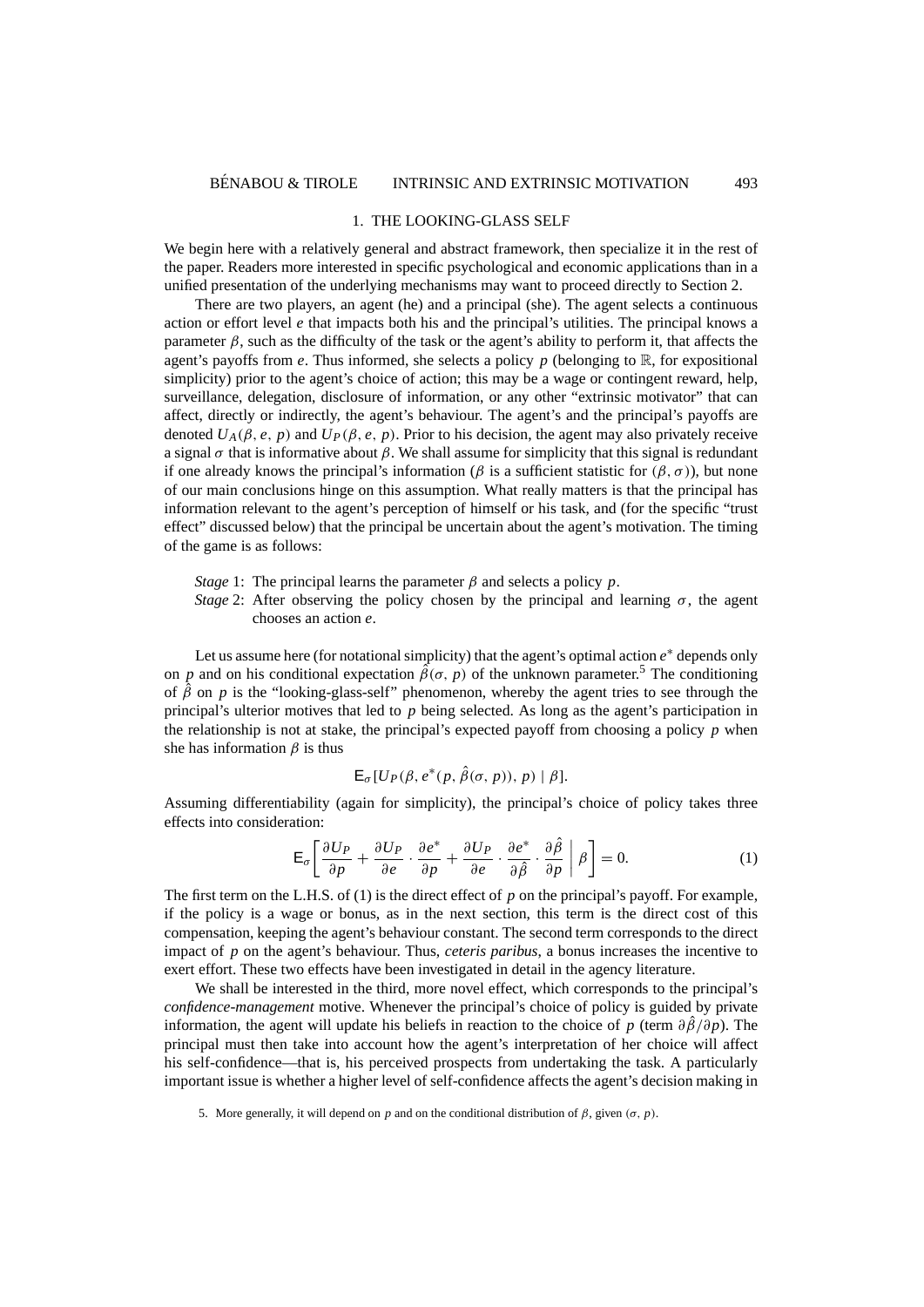## 1. THE LOOKING-GLASS SELF

We begin here with a relatively general and abstract framework, then specialize it in the rest of the paper. Readers more interested in specific psychological and economic applications than in a unified presentation of the underlying mechanisms may want to proceed directly to Section 2.

There are two players, an agent (he) and a principal (she). The agent selects a continuous action or effort level $e$ that impacts both his and the principal's utilities. The principal knows a parameter $\beta$, such as the difficulty of the task or the agent's ability to perform it, that affects the agent's payoffs from $e$. Thus informed, she selects a policy $p$ (belonging to $\mathbb{R}$, for expositional simplicity) prior to the agent's choice of action; this may be a wage or contingent reward, help, surveillance, delegation, disclosure of information, or any other "extrinsic motivator" that can affect, directly or indirectly, the agent's behaviour. The agent's and the principal's payoffs are denoted $U_A(\beta, e, p)$ and $U_P(\beta, e, p)$. Prior to his decision, the agent may also privately receive a signal $\sigma$ that is informative about $\beta$. We shall assume for simplicity that this signal is redundant if one already knows the principal's information ($\beta$ is a sufficient statistic for $(\beta, \sigma)$), but none of our main conclusions hinge on this assumption. What really matters is that the principal has information relevant to the agent's perception of himself or his task, and (for the specific "trust effect" discussed below) that the principal be uncertain about the agent's motivation. The timing of the game is as follows:

*Stage* 1: The principal learns the parameter $\beta$ and selects a policy $p$.

*Stage* 2: After observing the policy chosen by the principal and learning $\sigma$, the agent chooses an action $e$.

Let us assume here (for notational simplicity) that the agent's optimal action $e^*$ depends only on $p$ and on his conditional expectation $\hat{\beta}(\sigma, p)$ of the unknown parameter.[5] The conditioning of $\hat{\beta}$ on $p$ is the "looking-glass-self" phenomenon, whereby the agent tries to see through the principal's ulterior motives that led to $p$ being selected. As long as the agent's participation in the relationship is not at stake, the principal's expected payoff from choosing a policy $p$ when she has information $\beta$ is thus

$$\mathsf{E}_\sigma[U_P(\beta, e^*(p, \hat{\beta}(\sigma, p)), p) \mid \beta].$$

Assuming differentiability (again for simplicity), the principal's choice of policy takes three effects into consideration:

$$\mathsf{E}_\sigma\left[\frac{\partial U_P}{\partial p} + \frac{\partial U_P}{\partial e} \cdot \frac{\partial e^*}{\partial p} + \frac{\partial U_P}{\partial e} \cdot \frac{\partial e^*}{\partial \hat{\beta}} \cdot \frac{\partial \hat{\beta}}{\partial p} \;\middle|\; \beta\right] = 0. \tag{1}$$

The first term on the L.H.S. of (1) is the direct effect of $p$ on the principal's payoff. For example, if the policy is a wage or bonus, as in the next section, this term is the direct cost of this compensation, keeping the agent's behaviour constant. The second term corresponds to the direct impact of $p$ on the agent's behaviour. Thus, *ceteris paribus*, a bonus increases the incentive to exert effort. These two effects have been investigated in detail in the agency literature.

We shall be interested in the third, more novel effect, which corresponds to the principal's *confidence-management* motive. Whenever the principal's choice of policy is guided by private information, the agent will update his beliefs in reaction to the choice of $p$ (term $\partial\hat{\beta}/\partial p$). The principal must then take into account how the agent's interpretation of her choice will affect his self-confidence—that is, his perceived prospects from undertaking the task. A particularly important issue is whether a higher level of self-confidence affects the agent's decision making in

5. More generally, it will depend on $p$ and on the conditional distribution of $\beta$, given $(\sigma, p)$.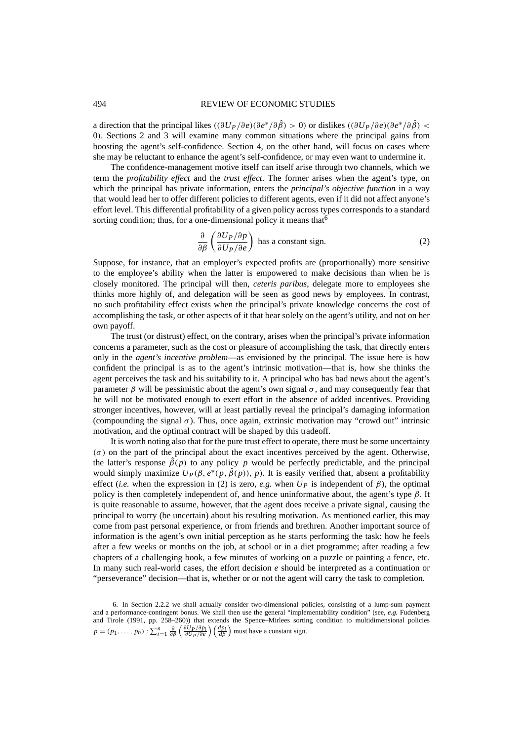a direction that the principal likes $((\partial U_P/\partial e)(\partial e^*/\partial\hat{\beta}) > 0)$ or dislikes $((\partial U_P/\partial e)(\partial e^*/\partial\hat{\beta}) < 0)$. Sections 2 and 3 will examine many common situations where the principal gains from boosting the agent's self-confidence. Section 4, on the other hand, will focus on cases where she may be reluctant to enhance the agent's self-confidence, or may even want to undermine it.

The confidence-management motive itself can itself arise through two channels, which we term the *profitability effect* and the *trust effect*. The former arises when the agent's type, on which the principal has private information, enters the *principal's objective function* in a way that would lead her to offer different policies to different agents, even if it did not affect anyone's effort level. This differential profitability of a given policy across types corresponds to a standard sorting condition; thus, for a one-dimensional policy it means that[6]

$$\frac{\partial}{\partial\beta}\left(\frac{\partial U_P/\partial p}{\partial U_P/\partial e}\right) \text{ has a constant sign.} \tag{2}$$

Suppose, for instance, that an employer's expected profits are (proportionally) more sensitive to the employee's ability when the latter is empowered to make decisions than when he is closely monitored. The principal will then, *ceteris paribus*, delegate more to employees she thinks more highly of, and delegation will be seen as good news by employees. In contrast, no such profitability effect exists when the principal's private knowledge concerns the cost of accomplishing the task, or other aspects of it that bear solely on the agent's utility, and not on her own payoff.

The trust (or distrust) effect, on the contrary, arises when the principal's private information concerns a parameter, such as the cost or pleasure of accomplishing the task, that directly enters only in the *agent's incentive problem*—as envisioned by the principal. The issue here is how confident the principal is as to the agent's intrinsic motivation—that is, how she thinks the agent perceives the task and his suitability to it. A principal who has bad news about the agent's parameter $\beta$ will be pessimistic about the agent's own signal $\sigma$, and may consequently fear that he will not be motivated enough to exert effort in the absence of added incentives. Providing stronger incentives, however, will at least partially reveal the principal's damaging information (compounding the signal $\sigma$). Thus, once again, extrinsic motivation may "crowd out" intrinsic motivation, and the optimal contract will be shaped by this tradeoff.

It is worth noting also that for the pure trust effect to operate, there must be some uncertainty $(\sigma)$ on the part of the principal about the exact incentives perceived by the agent. Otherwise, the latter's response $\hat{\beta}(p)$ to any policy $p$ would be perfectly predictable, and the principal would simply maximize $U_P(\beta, e^*(p,\hat{\beta}(p)), p)$. It is easily verified that, absent a profitability effect (*i.e.* when the expression in (2) is zero, *e.g.* when $U_P$ is independent of $\beta$), the optimal policy is then completely independent of, and hence uninformative about, the agent's type $\beta$. It is quite reasonable to assume, however, that the agent does receive a private signal, causing the principal to worry (be uncertain) about his resulting motivation. As mentioned earlier, this may come from past personal experience, or from friends and brethren. Another important source of information is the agent's own initial perception as he starts performing the task: how he feels after a few weeks or months on the job, at school or in a diet programme; after reading a few chapters of a challenging book, a few minutes of working on a puzzle or painting a fence, etc. In many such real-world cases, the effort decision $e$ should be interpreted as a continuation or "perseverance" decision—that is, whether or not the agent will carry the task to completion.

6. In Section 2.2.2 we shall actually consider two-dimensional policies, consisting of a lump-sum payment and a performance-contingent bonus. We shall then use the general "implementability condition" (see, *e.g.* Fudenberg and Tirole (1991, pp. 258–260)) that extends the Spence–Mirlees sorting condition to multidimensional policies $p = (p_1, \ldots, p_n) : \sum_{i=1}^{n} \frac{\partial}{\partial\beta}\left(\frac{\partial U_P/\partial p_i}{\partial U_P/\partial e}\right)\left(\frac{dp_i}{d\beta}\right)$ must have a constant sign.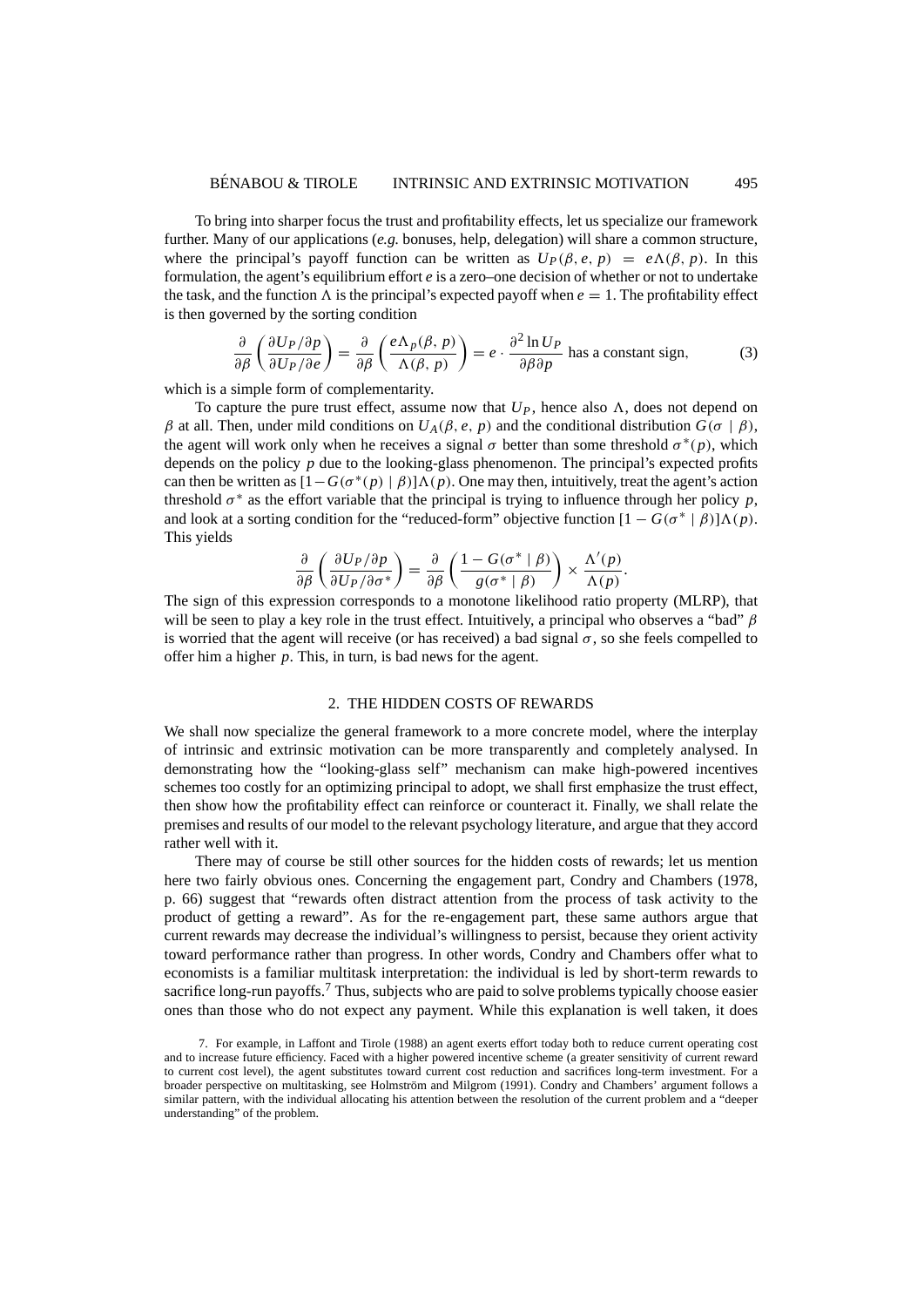To bring into sharper focus the trust and profitability effects, let us specialize our framework further. Many of our applications (*e.g.* bonuses, help, delegation) will share a common structure, where the principal's payoff function can be written as $U_P(\beta, e, p) = e\Lambda(\beta, p)$. In this formulation, the agent's equilibrium effort $e$ is a zero–one decision of whether or not to undertake the task, and the function $\Lambda$ is the principal's expected payoff when $e = 1$. The profitability effect is then governed by the sorting condition

$$\frac{\partial}{\partial \beta}\left(\frac{\partial U_P/\partial p}{\partial U_P/\partial e}\right) = \frac{\partial}{\partial \beta}\left(\frac{e\Lambda_p(\beta, p)}{\Lambda(\beta, p)}\right) = e \cdot \frac{\partial^2 \ln U_P}{\partial \beta \partial p} \text{ has a constant sign,} \tag{3}$$

which is a simple form of complementarity.

To capture the pure trust effect, assume now that $U_P$, hence also $\Lambda$, does not depend on $\beta$ at all. Then, under mild conditions on $U_A(\beta, e, p)$ and the conditional distribution $G(\sigma \mid \beta)$, the agent will work only when he receives a signal $\sigma$ better than some threshold $\sigma^*(p)$, which depends on the policy $p$ due to the looking-glass phenomenon. The principal's expected profits can then be written as $[1 - G(\sigma^*(p) \mid \beta)]\Lambda(p)$. One may then, intuitively, treat the agent's action threshold $\sigma^*$ as the effort variable that the principal is trying to influence through her policy $p$, and look at a sorting condition for the "reduced-form" objective function $[1 - G(\sigma^* \mid \beta)]\Lambda(p)$. This yields

$$\frac{\partial}{\partial \beta}\left(\frac{\partial U_P/\partial p}{\partial U_P/\partial \sigma^*}\right) = \frac{\partial}{\partial \beta}\left(\frac{1 - G(\sigma^* \mid \beta)}{g(\sigma^* \mid \beta)}\right) \times \frac{\Lambda'(p)}{\Lambda(p)}.$$

The sign of this expression corresponds to a monotone likelihood ratio property (MLRP), that will be seen to play a key role in the trust effect. Intuitively, a principal who observes a "bad" $\beta$ is worried that the agent will receive (or has received) a bad signal $\sigma$, so she feels compelled to offer him a higher $p$. This, in turn, is bad news for the agent.

## 2. THE HIDDEN COSTS OF REWARDS

We shall now specialize the general framework to a more concrete model, where the interplay of intrinsic and extrinsic motivation can be more transparently and completely analysed. In demonstrating how the "looking-glass self" mechanism can make high-powered incentives schemes too costly for an optimizing principal to adopt, we shall first emphasize the trust effect, then show how the profitability effect can reinforce or counteract it. Finally, we shall relate the premises and results of our model to the relevant psychology literature, and argue that they accord rather well with it.

There may of course be still other sources for the hidden costs of rewards; let us mention here two fairly obvious ones. Concerning the engagement part, Condry and Chambers (1978, p. 66) suggest that "rewards often distract attention from the process of task activity to the product of getting a reward". As for the re-engagement part, these same authors argue that current rewards may decrease the individual's willingness to persist, because they orient activity toward performance rather than progress. In other words, Condry and Chambers offer what to economists is a familiar multitask interpretation: the individual is led by short-term rewards to sacrifice long-run payoffs.[7] Thus, subjects who are paid to solve problems typically choose easier ones than those who do not expect any payment. While this explanation is well taken, it does

7. For example, in Laffont and Tirole (1988) an agent exerts effort today both to reduce current operating cost and to increase future efficiency. Faced with a higher powered incentive scheme (a greater sensitivity of current reward to current cost level), the agent substitutes toward current cost reduction and sacrifices long-term investment. For a broader perspective on multitasking, see Holmström and Milgrom (1991). Condry and Chambers' argument follows a similar pattern, with the individual allocating his attention between the resolution of the current problem and a "deeper understanding" of the problem.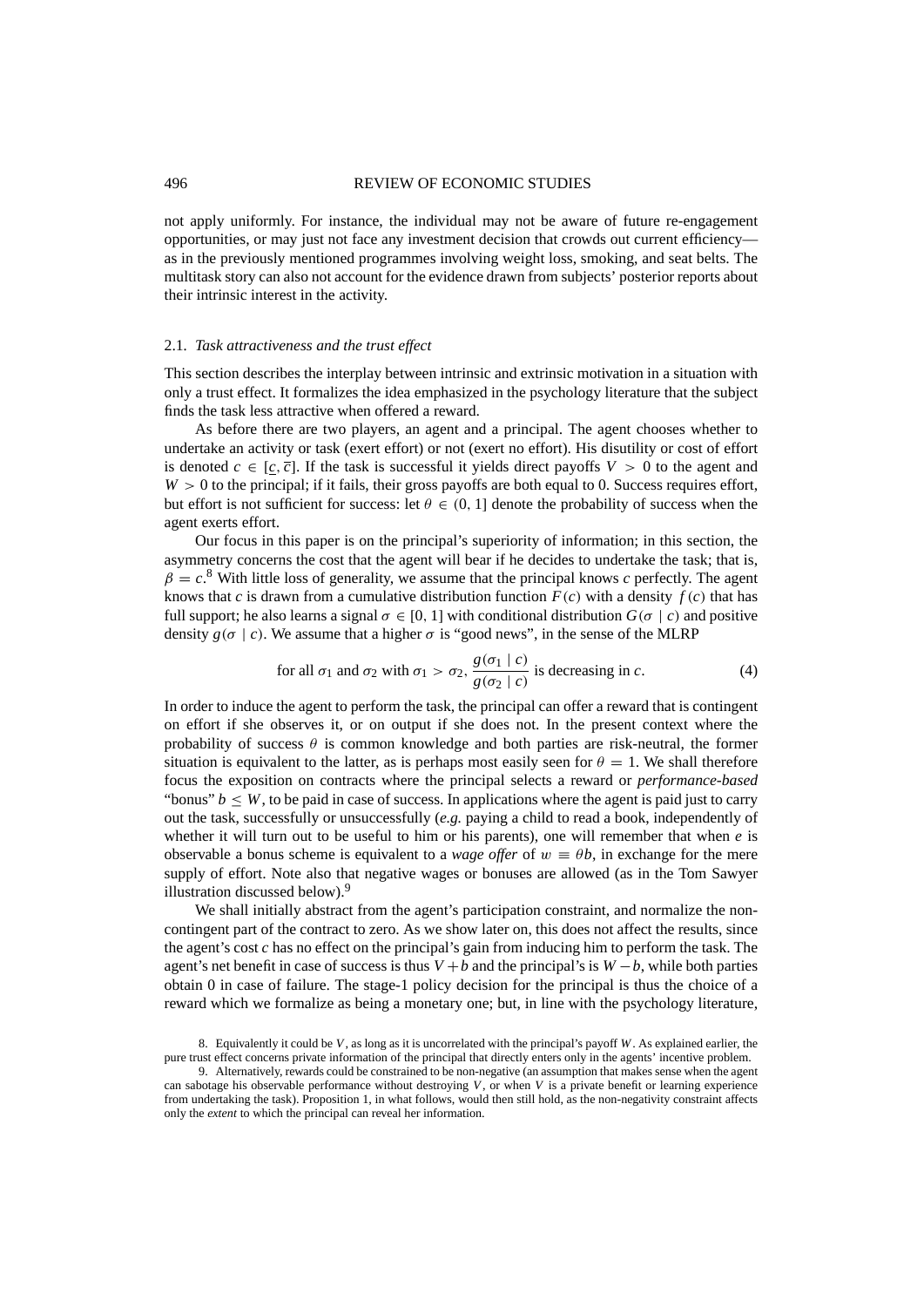not apply uniformly. For instance, the individual may not be aware of future re-engagement opportunities, or may just not face any investment decision that crowds out current efficiency—as in the previously mentioned programmes involving weight loss, smoking, and seat belts. The multitask story can also not account for the evidence drawn from subjects' posterior reports about their intrinsic interest in the activity.

### 2.1. *Task attractiveness and the trust effect*

This section describes the interplay between intrinsic and extrinsic motivation in a situation with only a trust effect. It formalizes the idea emphasized in the psychology literature that the subject finds the task less attractive when offered a reward.

As before there are two players, an agent and a principal. The agent chooses whether to undertake an activity or task (exert effort) or not (exert no effort). His disutility or cost of effort is denoted $c \in [\underline{c}, \overline{c}]$. If the task is successful it yields direct payoffs $V > 0$ to the agent and $W > 0$ to the principal; if it fails, their gross payoffs are both equal to 0. Success requires effort, but effort is not sufficient for success: let $\theta \in (0, 1]$ denote the probability of success when the agent exerts effort.

Our focus in this paper is on the principal's superiority of information; in this section, the asymmetry concerns the cost that the agent will bear if he decides to undertake the task; that is, $\beta = c$.[8] With little loss of generality, we assume that the principal knows $c$ perfectly. The agent knows that $c$ is drawn from a cumulative distribution function $F(c)$ with a density $f(c)$ that has full support; he also learns a signal $\sigma \in [0, 1]$ with conditional distribution $G(\sigma \mid c)$ and positive density $g(\sigma \mid c)$. We assume that a higher $\sigma$ is "good news", in the sense of the MLRP

$$\text{for all } \sigma_1 \text{ and } \sigma_2 \text{ with } \sigma_1 > \sigma_2, \ \frac{g(\sigma_1 \mid c)}{g(\sigma_2 \mid c)} \text{ is decreasing in } c. \tag{4}$$

In order to induce the agent to perform the task, the principal can offer a reward that is contingent on effort if she observes it, or on output if she does not. In the present context where the probability of success $\theta$ is common knowledge and both parties are risk-neutral, the former situation is equivalent to the latter, as is perhaps most easily seen for $\theta = 1$. We shall therefore focus the exposition on contracts where the principal selects a reward or *performance-based* "bonus" $b \leq W$, to be paid in case of success. In applications where the agent is paid just to carry out the task, successfully or unsuccessfully (*e.g.* paying a child to read a book, independently of whether it will turn out to be useful to him or his parents), one will remember that when $e$ is observable a bonus scheme is equivalent to a *wage offer* of $w \equiv \theta b$, in exchange for the mere supply of effort. Note also that negative wages or bonuses are allowed (as in the Tom Sawyer illustration discussed below).[9]

We shall initially abstract from the agent's participation constraint, and normalize the non-contingent part of the contract to zero. As we show later on, this does not affect the results, since the agent's cost $c$ has no effect on the principal's gain from inducing him to perform the task. The agent's net benefit in case of success is thus $V + b$ and the principal's is $W - b$, while both parties obtain 0 in case of failure. The stage-1 policy decision for the principal is thus the choice of a reward which we formalize as being a monetary one; but, in line with the psychology literature,

8. Equivalently it could be $V$, as long as it is uncorrelated with the principal's payoff $W$. As explained earlier, the pure trust effect concerns private information of the principal that directly enters only in the agents' incentive problem.

9. Alternatively, rewards could be constrained to be non-negative (an assumption that makes sense when the agent can sabotage his observable performance without destroying $V$, or when $V$ is a private benefit or learning experience from undertaking the task). Proposition 1, in what follows, would then still hold, as the non-negativity constraint affects only the *extent* to which the principal can reveal her information.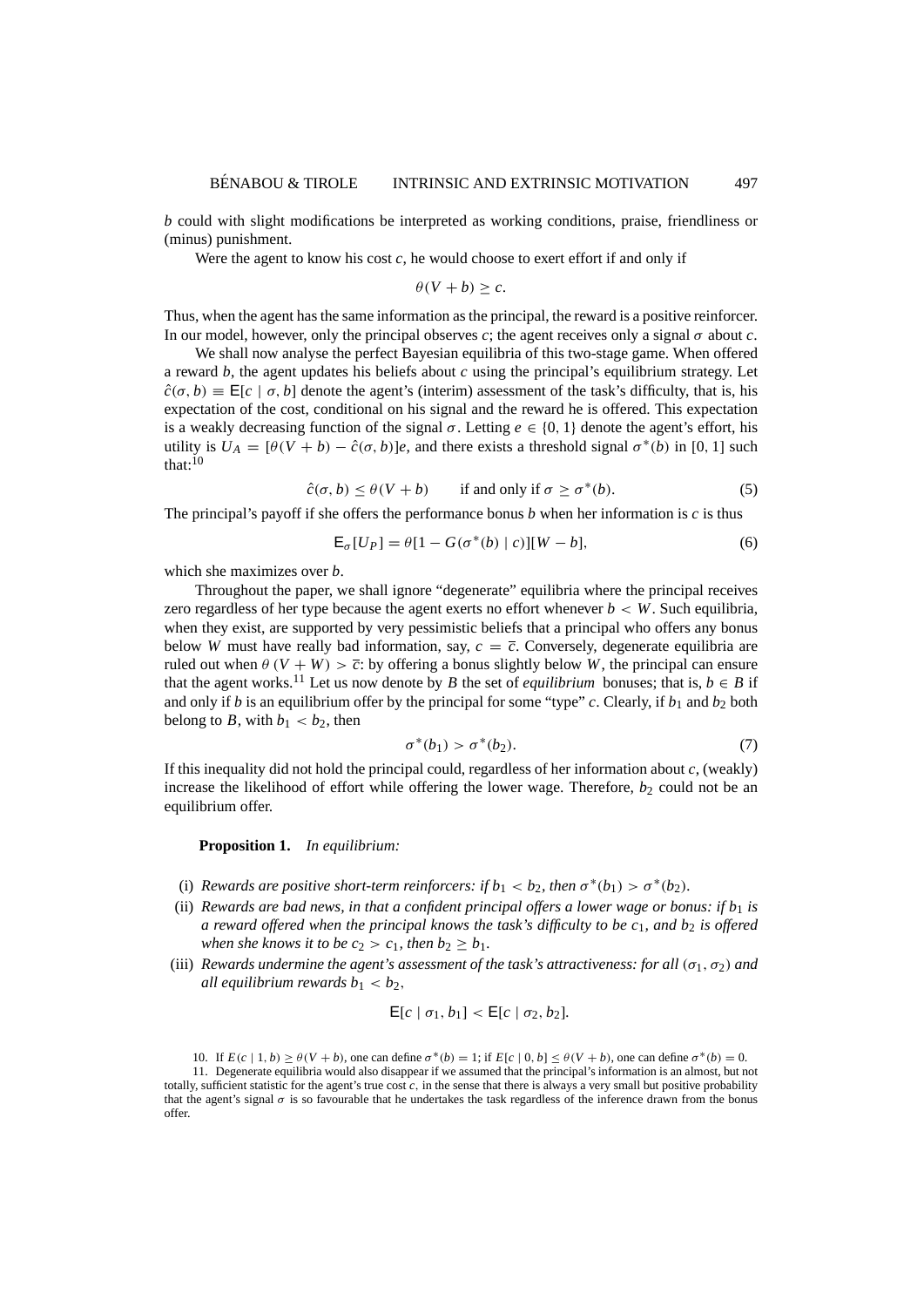$b$ could with slight modifications be interpreted as working conditions, praise, friendliness or (minus) punishment.

Were the agent to know his cost $c$, he would choose to exert effort if and only if

$$\theta(V + b) \geq c.$$

Thus, when the agent has the same information as the principal, the reward is a positive reinforcer. In our model, however, only the principal observes $c$; the agent receives only a signal $\sigma$ about $c$.

We shall now analyse the perfect Bayesian equilibria of this two-stage game. When offered a reward $b$, the agent updates his beliefs about $c$ using the principal's equilibrium strategy. Let $\hat{c}(\sigma, b) \equiv \mathsf{E}[c \mid \sigma, b]$ denote the agent's (interim) assessment of the task's difficulty, that is, his expectation of the cost, conditional on his signal and the reward he is offered. This expectation is a weakly decreasing function of the signal $\sigma$. Letting $e \in \{0, 1\}$ denote the agent's effort, his utility is $U_A = [\theta(V + b) - \hat{c}(\sigma, b)]e$, and there exists a threshold signal $\sigma^*(b)$ in $[0, 1]$ such that:[10]

$$\hat{c}(\sigma, b) \leq \theta(V + b) \qquad \text{if and only if } \sigma \geq \sigma^*(b). \tag{5}$$

The principal's payoff if she offers the performance bonus $b$ when her information is $c$ is thus

$$\mathsf{E}_\sigma[U_P] = \theta[1 - G(\sigma^*(b) \mid c)][W - b], \tag{6}$$

which she maximizes over $b$.

Throughout the paper, we shall ignore "degenerate" equilibria where the principal receives zero regardless of her type because the agent exerts no effort whenever $b < W$. Such equilibria, when they exist, are supported by very pessimistic beliefs that a principal who offers any bonus below $W$ must have really bad information, say, $c = \bar{c}$. Conversely, degenerate equilibria are ruled out when $\theta(V + W) > \bar{c}$: by offering a bonus slightly below $W$, the principal can ensure that the agent works.[11] Let us now denote by $B$ the set of *equilibrium* bonuses; that is, $b \in B$ if and only if $b$ is an equilibrium offer by the principal for some "type" $c$. Clearly, if $b_1$ and $b_2$ both belong to $B$, with $b_1 < b_2$, then

$$\sigma^*(b_1) > \sigma^*(b_2). \tag{7}$$

If this inequality did not hold the principal could, regardless of her information about $c$, (weakly) increase the likelihood of effort while offering the lower wage. Therefore, $b_2$ could not be an equilibrium offer.

**Proposition 1.** *In equilibrium:*

(i) *Rewards are positive short-term reinforcers: if $b_1 < b_2$, then $\sigma^*(b_1) > \sigma^*(b_2)$.*

(ii) *Rewards are bad news, in that a confident principal offers a lower wage or bonus: if $b_1$ is a reward offered when the principal knows the task's difficulty to be $c_1$, and $b_2$ is offered when she knows it to be $c_2 > c_1$, then $b_2 \geq b_1$.*

(iii) *Rewards undermine the agent's assessment of the task's attractiveness: for all $(\sigma_1, \sigma_2)$ and all equilibrium rewards $b_1 < b_2$,*

$$\mathsf{E}[c \mid \sigma_1, b_1] < \mathsf{E}[c \mid \sigma_2, b_2].$$

10. If $E(c \mid 1, b) \geq \theta(V + b)$, one can define $\sigma^*(b) = 1$; if $E[c \mid 0, b] \leq \theta(V + b)$, one can define $\sigma^*(b) = 0$.

11. Degenerate equilibria would also disappear if we assumed that the principal's information is an almost, but not totally, sufficient statistic for the agent's true cost $c$, in the sense that there is always a very small but positive probability that the agent's signal $\sigma$ is so favourable that he undertakes the task regardless of the inference drawn from the bonus offer.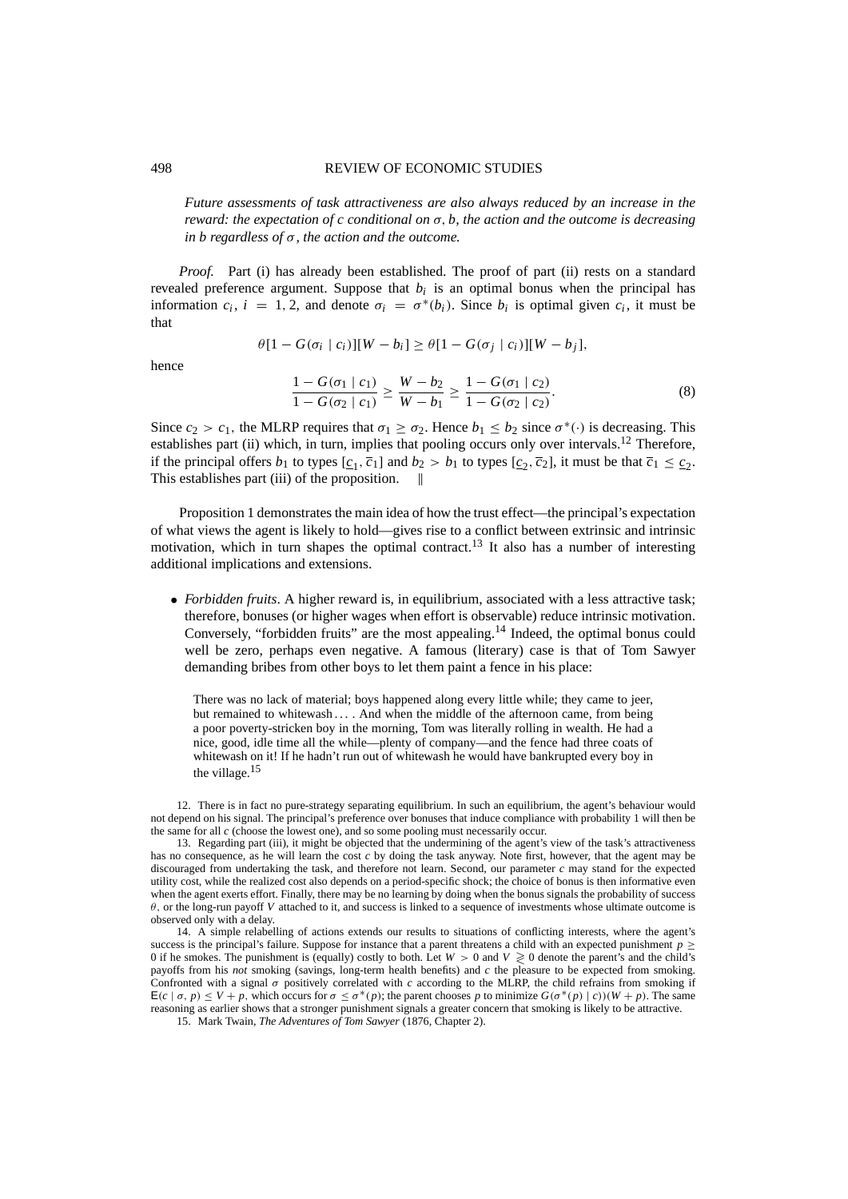*Future assessments of task attractiveness are also always reduced by an increase in the reward: the expectation of c conditional on $\sigma$, b, the action and the outcome is decreasing in b regardless of $\sigma$, the action and the outcome.*

*Proof.* Part (i) has already been established. The proof of part (ii) rests on a standard revealed preference argument. Suppose that $b_i$ is an optimal bonus when the principal has information $c_i$, $i = 1, 2$, and denote $\sigma_i = \sigma^*(b_i)$. Since $b_i$ is optimal given $c_i$, it must be that

$$\theta[1 - G(\sigma_i \mid c_i)][W - b_i] \geq \theta[1 - G(\sigma_j \mid c_i)][W - b_j],$$

hence

$$\frac{1 - G(\sigma_1 \mid c_1)}{1 - G(\sigma_2 \mid c_1)} \geq \frac{W - b_2}{W - b_1} \geq \frac{1 - G(\sigma_1 \mid c_2)}{1 - G(\sigma_2 \mid c_2)}. \tag{8}$$

Since $c_2 > c_1$, the MLRP requires that $\sigma_1 \geq \sigma_2$. Hence $b_1 \leq b_2$ since $\sigma^*(\cdot)$ is decreasing. This establishes part (ii) which, in turn, implies that pooling occurs only over intervals.[12] Therefore, if the principal offers $b_1$ to types $[\underline{c}_1, \overline{c}_1]$ and $b_2 > b_1$ to types $[\underline{c}_2, \overline{c}_2]$, it must be that $\overline{c}_1 \leq \underline{c}_2$. This establishes part (iii) of the proposition. ‖

Proposition 1 demonstrates the main idea of how the trust effect—the principal's expectation of what views the agent is likely to hold—gives rise to a conflict between extrinsic and intrinsic motivation, which in turn shapes the optimal contract.[13] It also has a number of interesting additional implications and extensions.

- *Forbidden fruits*. A higher reward is, in equilibrium, associated with a less attractive task; therefore, bonuses (or higher wages when effort is observable) reduce intrinsic motivation. Conversely, "forbidden fruits" are the most appealing.[14] Indeed, the optimal bonus could well be zero, perhaps even negative. A famous (literary) case is that of Tom Sawyer demanding bribes from other boys to let them paint a fence in his place:

> There was no lack of material; boys happened along every little while; they came to jeer, but remained to whitewash . . . . And when the middle of the afternoon came, from being a poor poverty-stricken boy in the morning, Tom was literally rolling in wealth. He had a nice, good, idle time all the while—plenty of company—and the fence had three coats of whitewash on it! If he hadn't run out of whitewash he would have bankrupted every boy in the village.[15]

12. There is in fact no pure-strategy separating equilibrium. In such an equilibrium, the agent's behaviour would not depend on his signal. The principal's preference over bonuses that induce compliance with probability 1 will then be the same for all $c$ (choose the lowest one), and so some pooling must necessarily occur.

13. Regarding part (iii), it might be objected that the undermining of the agent's view of the task's attractiveness has no consequence, as he will learn the cost $c$ by doing the task anyway. Note first, however, that the agent may be discouraged from undertaking the task, and therefore not learn. Second, our parameter $c$ may stand for the expected utility cost, while the realized cost also depends on a period-specific shock; the choice of bonus is then informative even when the agent exerts effort. Finally, there may be no learning by doing when the bonus signals the probability of success $\theta$, or the long-run payoff $V$ attached to it, and success is linked to a sequence of investments whose ultimate outcome is observed only with a delay.

14. A simple relabelling of actions extends our results to situations of conflicting interests, where the agent's success is the principal's failure. Suppose for instance that a parent threatens a child with an expected punishment $p \geq 0$ if he smokes. The punishment is (equally) costly to both. Let $W > 0$ and $V \gtrless 0$ denote the parent's and the child's payoffs from his *not* smoking (savings, long-term health benefits) and $c$ the pleasure to be expected from smoking. Confronted with a signal $\sigma$ positively correlated with $c$ according to the MLRP, the child refrains from smoking if $\mathsf{E}(c \mid \sigma, p) \leq V + p$, which occurs for $\sigma \leq \sigma^*(p)$; the parent chooses $p$ to minimize $G(\sigma^*(p) \mid c))(W + p)$. The same reasoning as earlier shows that a stronger punishment signals a greater concern that smoking is likely to be attractive.

15. Mark Twain, *The Adventures of Tom Sawyer* (1876, Chapter 2).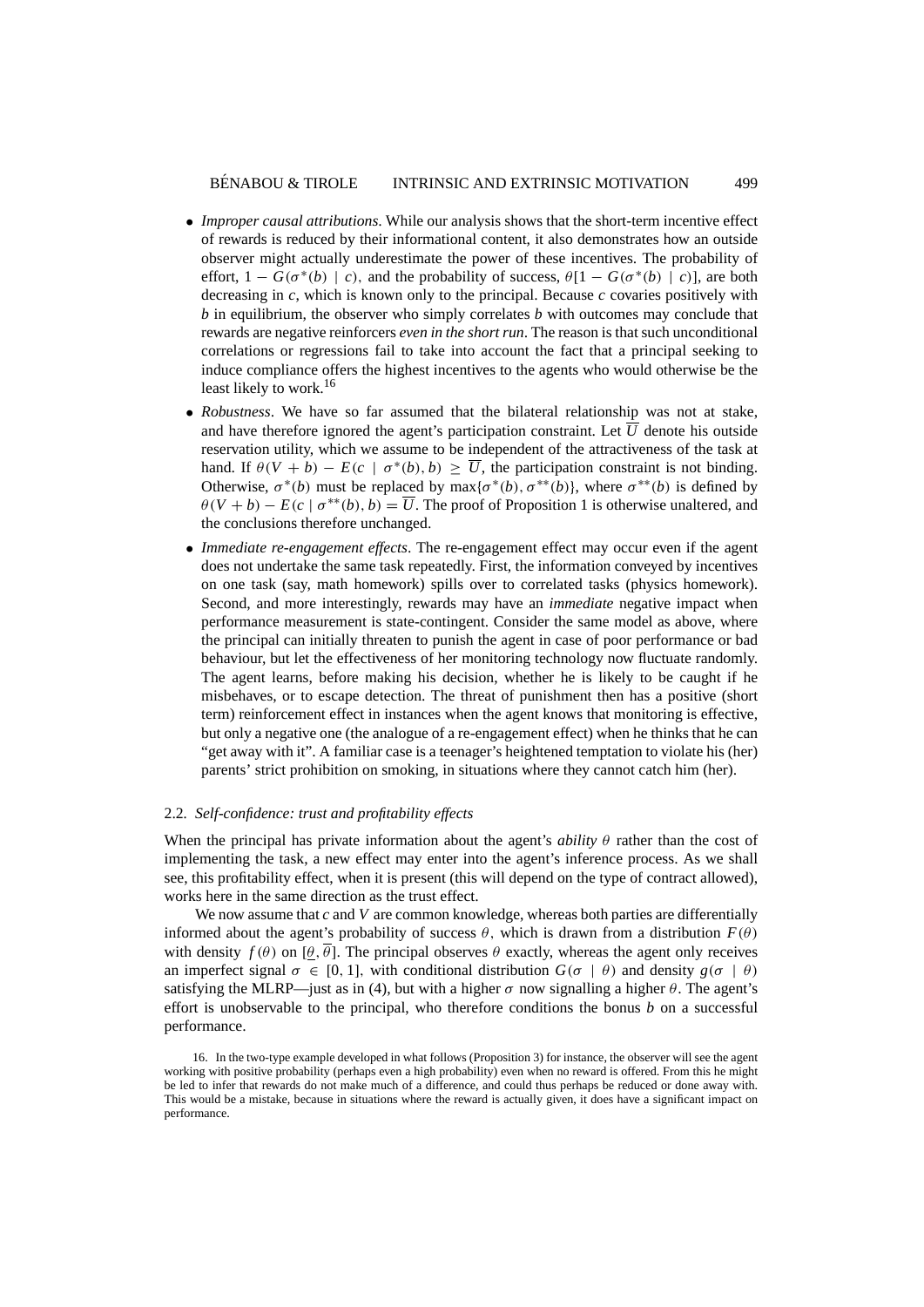- *Improper causal attributions*. While our analysis shows that the short-term incentive effect of rewards is reduced by their informational content, it also demonstrates how an outside observer might actually underestimate the power of these incentives. The probability of effort, $1 - G(\sigma^*(b) \mid c)$, and the probability of success, $\theta[1 - G(\sigma^*(b) \mid c)]$, are both decreasing in $c$, which is known only to the principal. Because $c$ covaries positively with $b$ in equilibrium, the observer who simply correlates $b$ with outcomes may conclude that rewards are negative reinforcers *even in the short run*. The reason is that such unconditional correlations or regressions fail to take into account the fact that a principal seeking to induce compliance offers the highest incentives to the agents who would otherwise be the least likely to work.[16]
- *Robustness*. We have so far assumed that the bilateral relationship was not at stake, and have therefore ignored the agent's participation constraint. Let $\overline{U}$ denote his outside reservation utility, which we assume to be independent of the attractiveness of the task at hand. If $\theta(V + b) - E(c \mid \sigma^*(b), b) \geq \overline{U}$, the participation constraint is not binding. Otherwise, $\sigma^*(b)$ must be replaced by $\max\{\sigma^*(b), \sigma^{**}(b)\}$, where $\sigma^{**}(b)$ is defined by $\theta(V + b) - E(c \mid \sigma^{**}(b), b) = \overline{U}$. The proof of Proposition 1 is otherwise unaltered, and the conclusions therefore unchanged.
- *Immediate re-engagement effects*. The re-engagement effect may occur even if the agent does not undertake the same task repeatedly. First, the information conveyed by incentives on one task (say, math homework) spills over to correlated tasks (physics homework). Second, and more interestingly, rewards may have an *immediate* negative impact when performance measurement is state-contingent. Consider the same model as above, where the principal can initially threaten to punish the agent in case of poor performance or bad behaviour, but let the effectiveness of her monitoring technology now fluctuate randomly. The agent learns, before making his decision, whether he is likely to be caught if he misbehaves, or to escape detection. The threat of punishment then has a positive (short term) reinforcement effect in instances when the agent knows that monitoring is effective, but only a negative one (the analogue of a re-engagement effect) when he thinks that he can "get away with it". A familiar case is a teenager's heightened temptation to violate his (her) parents' strict prohibition on smoking, in situations where they cannot catch him (her).

### 2.2. *Self-confidence: trust and profitability effects*

When the principal has private information about the agent's *ability* $\theta$ rather than the cost of implementing the task, a new effect may enter into the agent's inference process. As we shall see, this profitability effect, when it is present (this will depend on the type of contract allowed), works here in the same direction as the trust effect.

We now assume that $c$ and $V$ are common knowledge, whereas both parties are differentially informed about the agent's probability of success $\theta$, which is drawn from a distribution $F(\theta)$ with density $f(\theta)$ on $[\underline{\theta}, \overline{\theta}]$. The principal observes $\theta$ exactly, whereas the agent only receives an imperfect signal $\sigma \in [0, 1]$, with conditional distribution $G(\sigma \mid \theta)$ and density $g(\sigma \mid \theta)$ satisfying the MLRP—just as in (4), but with a higher $\sigma$ now signalling a higher $\theta$. The agent's effort is unobservable to the principal, who therefore conditions the bonus $b$ on a successful performance.

16. In the two-type example developed in what follows (Proposition 3) for instance, the observer will see the agent working with positive probability (perhaps even a high probability) even when no reward is offered. From this he might be led to infer that rewards do not make much of a difference, and could thus perhaps be reduced or done away with. This would be a mistake, because in situations where the reward is actually given, it does have a significant impact on performance.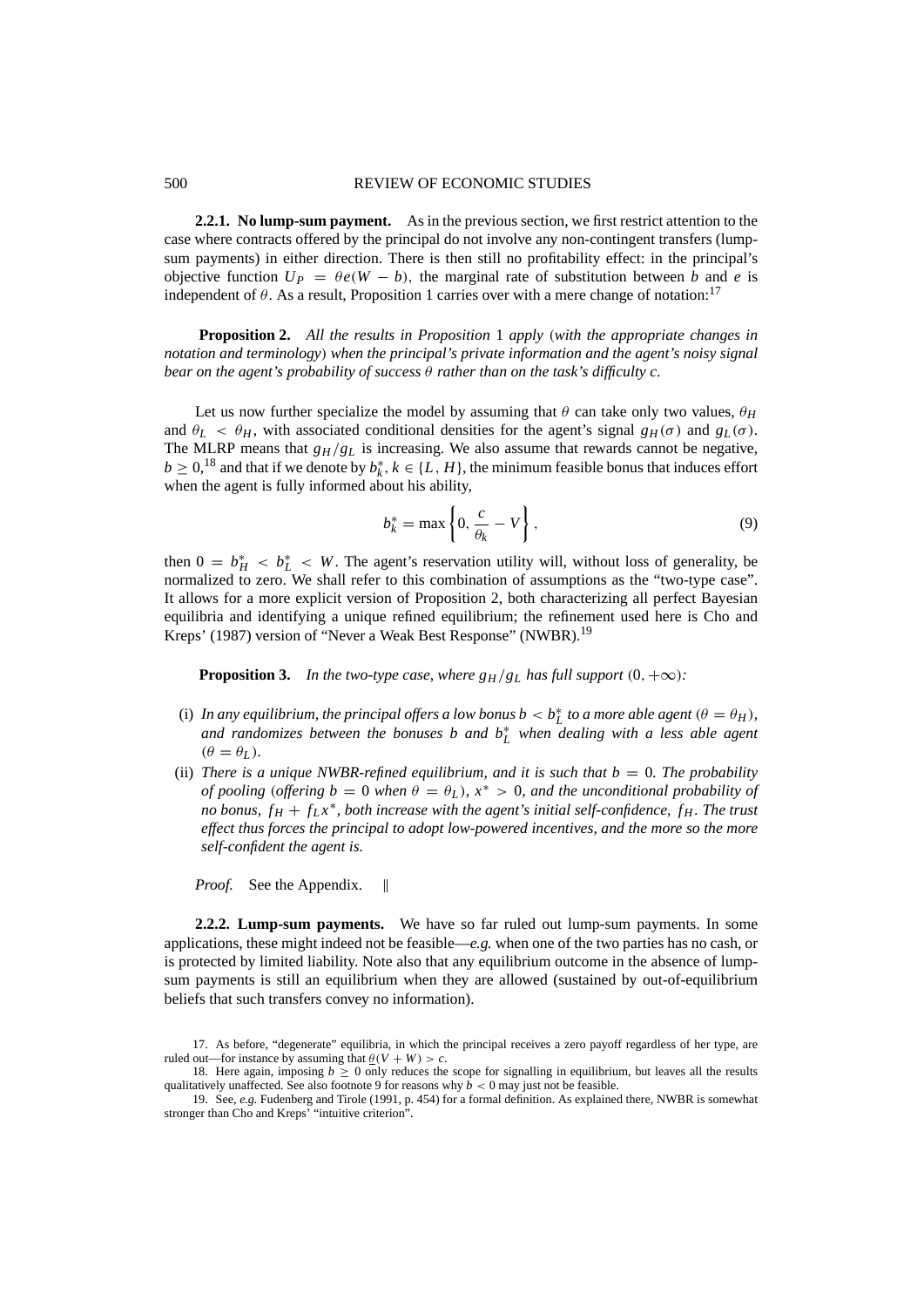**2.2.1. No lump-sum payment.** As in the previous section, we first restrict attention to the case where contracts offered by the principal do not involve any non-contingent transfers (lump-sum payments) in either direction. There is then still no profitability effect: in the principal's objective function $U_P = \theta e(W - b)$, the marginal rate of substitution between $b$ and $e$ is independent of $\theta$. As a result, Proposition 1 carries over with a mere change of notation:[17]

**Proposition 2.** *All the results in Proposition* 1 *apply* (*with the appropriate changes in notation and terminology*) *when the principal's private information and the agent's noisy signal bear on the agent's probability of success* $\theta$ *rather than on the task's difficulty* $c$.

Let us now further specialize the model by assuming that $\theta$ can take only two values, $\theta_H$ and $\theta_L < \theta_H$, with associated conditional densities for the agent's signal $g_H(\sigma)$ and $g_L(\sigma)$. The MLRP means that $g_H/g_L$ is increasing. We also assume that rewards cannot be negative, $b \geq 0$,[18] and that if we denote by $b_k^*$, $k \in \{L, H\}$, the minimum feasible bonus that induces effort when the agent is fully informed about his ability,

$$b_k^* = \max\left\{0, \frac{c}{\theta_k} - V\right\}, \tag{9}$$

then $0 = b_H^* < b_L^* < W$. The agent's reservation utility will, without loss of generality, be normalized to zero. We shall refer to this combination of assumptions as the "two-type case". It allows for a more explicit version of Proposition 2, both characterizing all perfect Bayesian equilibria and identifying a unique refined equilibrium; the refinement used here is Cho and Kreps' (1987) version of "Never a Weak Best Response" (NWBR).[19]

**Proposition 3.** *In the two-type case, where* $g_H/g_L$ *has full support* $(0, +\infty)$*:*

(i) *In any equilibrium, the principal offers a low bonus* $b < b_L^*$ *to a more able agent* ($\theta = \theta_H$), *and randomizes between the bonuses* $b$ *and* $b_L^*$ *when dealing with a less able agent* ($\theta = \theta_L$).

(ii) *There is a unique NWBR-refined equilibrium, and it is such that* $b = 0$. *The probability of pooling* (*offering* $b = 0$ *when* $\theta = \theta_L$), $x^* > 0$, *and the unconditional probability of no bonus,* $f_H + f_L x^*$, *both increase with the agent's initial self-confidence,* $f_H$. *The trust effect thus forces the principal to adopt low-powered incentives, and the more so the more self-confident the agent is.*

*Proof.* See the Appendix. ‖

**2.2.2. Lump-sum payments.** We have so far ruled out lump-sum payments. In some applications, these might indeed not be feasible—*e.g.* when one of the two parties has no cash, or is protected by limited liability. Note also that any equilibrium outcome in the absence of lump-sum payments is still an equilibrium when they are allowed (sustained by out-of-equilibrium beliefs that such transfers convey no information).

17. As before, "degenerate" equilibria, in which the principal receives a zero payoff regardless of her type, are ruled out—for instance by assuming that $\underline{\theta}(V + W) > c$.

18. Here again, imposing $b \geq 0$ only reduces the scope for signalling in equilibrium, but leaves all the results qualitatively unaffected. See also footnote 9 for reasons why $b < 0$ may just not be feasible.

19. See, *e.g.* Fudenberg and Tirole (1991, p. 454) for a formal definition. As explained there, NWBR is somewhat stronger than Cho and Kreps' "intuitive criterion".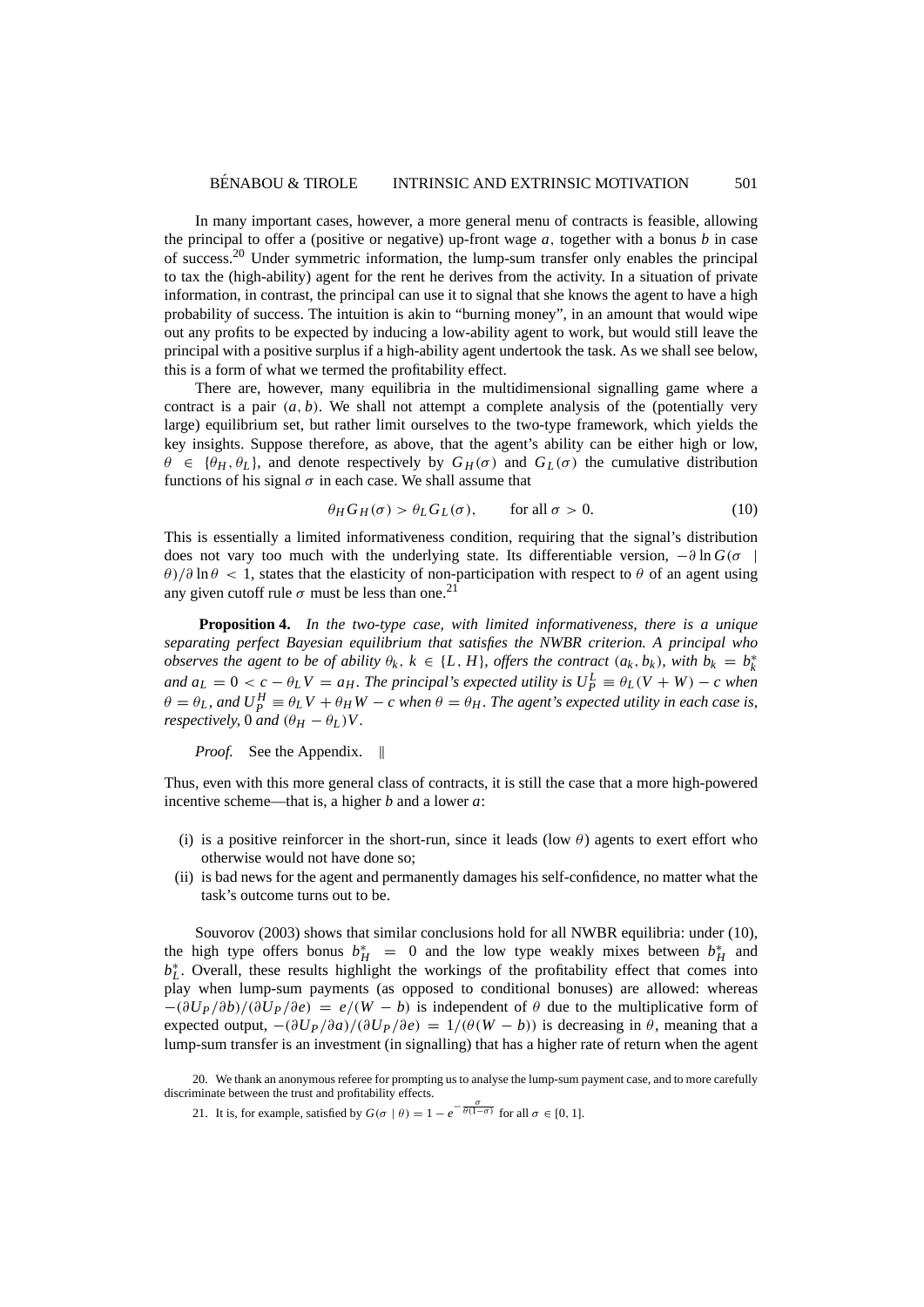In many important cases, however, a more general menu of contracts is feasible, allowing the principal to offer a (positive or negative) up-front wage $a$, together with a bonus $b$ in case of success.[20] Under symmetric information, the lump-sum transfer only enables the principal to tax the (high-ability) agent for the rent he derives from the activity. In a situation of private information, in contrast, the principal can use it to signal that she knows the agent to have a high probability of success. The intuition is akin to "burning money", in an amount that would wipe out any profits to be expected by inducing a low-ability agent to work, but would still leave the principal with a positive surplus if a high-ability agent undertook the task. As we shall see below, this is a form of what we termed the profitability effect.

There are, however, many equilibria in the multidimensional signalling game where a contract is a pair $(a, b)$. We shall not attempt a complete analysis of the (potentially very large) equilibrium set, but rather limit ourselves to the two-type framework, which yields the key insights. Suppose therefore, as above, that the agent's ability can be either high or low, $\theta \in \{\theta_H, \theta_L\}$, and denote respectively by $G_H(\sigma)$ and $G_L(\sigma)$ the cumulative distribution functions of his signal $\sigma$ in each case. We shall assume that

$$\theta_H G_H(\sigma) > \theta_L G_L(\sigma), \qquad \text{for all } \sigma > 0. \tag{10}$$

This is essentially a limited informativeness condition, requiring that the signal's distribution does not vary too much with the underlying state. Its differentiable version, $-\partial \ln G(\sigma \mid \theta)/\partial \ln \theta < 1$, states that the elasticity of non-participation with respect to $\theta$ of an agent using any given cutoff rule $\sigma$ must be less than one.[21]

**Proposition 4.** *In the two-type case, with limited informativeness, there is a unique separating perfect Bayesian equilibrium that satisfies the NWBR criterion. A principal who observes the agent to be of ability $\theta_k$, $k \in \{L, H\}$, offers the contract $(a_k, b_k)$, with $b_k = b_k^*$ and $a_L = 0 < c - \theta_L V = a_H$. The principal's expected utility is $U_P^L \equiv \theta_L(V + W) - c$ when $\theta = \theta_L$, and $U_P^H \equiv \theta_L V + \theta_H W - c$ when $\theta = \theta_H$. The agent's expected utility in each case is, respectively,* 0 *and* $(\theta_H - \theta_L)V$.

*Proof.* See the Appendix. ‖

Thus, even with this more general class of contracts, it is still the case that a more high-powered incentive scheme—that is, a higher $b$ and a lower $a$:

(i) is a positive reinforcer in the short-run, since it leads (low $\theta$) agents to exert effort who otherwise would not have done so;

(ii) is bad news for the agent and permanently damages his self-confidence, no matter what the task's outcome turns out to be.

Souvorov (2003) shows that similar conclusions hold for all NWBR equilibria: under (10), the high type offers bonus $b_H^* = 0$ and the low type weakly mixes between $b_H^*$ and $b_L^*$. Overall, these results highlight the workings of the profitability effect that comes into play when lump-sum payments (as opposed to conditional bonuses) are allowed: whereas $-(\partial U_P/\partial b)/(\partial U_P/\partial e) = e/(W - b)$ is independent of $\theta$ due to the multiplicative form of expected output, $-(\partial U_P/\partial a)/(\partial U_P/\partial e) = 1/(\theta(W - b))$ is decreasing in $\theta$, meaning that a lump-sum transfer is an investment (in signalling) that has a higher rate of return when the agent

20. We thank an anonymous referee for prompting us to analyse the lump-sum payment case, and to more carefully discriminate between the trust and profitability effects.

21. It is, for example, satisfied by $G(\sigma \mid \theta) = 1 - e^{-\frac{\sigma}{\theta(1-\sigma)}}$ for all $\sigma \in [0, 1]$.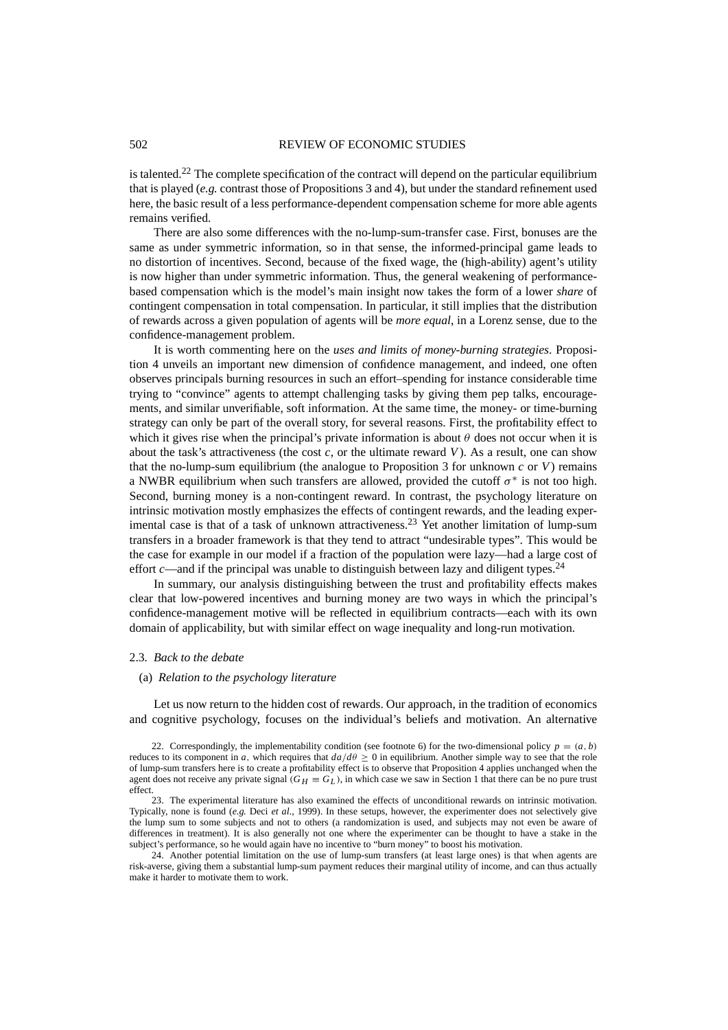is talented.[22] The complete specification of the contract will depend on the particular equilibrium that is played (*e.g.* contrast those of Propositions 3 and 4), but under the standard refinement used here, the basic result of a less performance-dependent compensation scheme for more able agents remains verified.

There are also some differences with the no-lump-sum-transfer case. First, bonuses are the same as under symmetric information, so in that sense, the informed-principal game leads to no distortion of incentives. Second, because of the fixed wage, the (high-ability) agent's utility is now higher than under symmetric information. Thus, the general weakening of performance-based compensation which is the model's main insight now takes the form of a lower *share* of contingent compensation in total compensation. In particular, it still implies that the distribution of rewards across a given population of agents will be *more equal*, in a Lorenz sense, due to the confidence-management problem.

It is worth commenting here on the *uses and limits of money-burning strategies*. Proposition 4 unveils an important new dimension of confidence management, and indeed, one often observes principals burning resources in such an effort–spending for instance considerable time trying to "convince" agents to attempt challenging tasks by giving them pep talks, encouragements, and similar unverifiable, soft information. At the same time, the money- or time-burning strategy can only be part of the overall story, for several reasons. First, the profitability effect to which it gives rise when the principal's private information is about $\theta$ does not occur when it is about the task's attractiveness (the cost $c$, or the ultimate reward $V$). As a result, one can show that the no-lump-sum equilibrium (the analogue to Proposition 3 for unknown $c$ or $V$) remains a NWBR equilibrium when such transfers are allowed, provided the cutoff $\sigma^*$ is not too high. Second, burning money is a non-contingent reward. In contrast, the psychology literature on intrinsic motivation mostly emphasizes the effects of contingent rewards, and the leading experimental case is that of a task of unknown attractiveness.[23] Yet another limitation of lump-sum transfers in a broader framework is that they tend to attract "undesirable types". This would be the case for example in our model if a fraction of the population were lazy—had a large cost of effort $c$—and if the principal was unable to distinguish between lazy and diligent types.[24]

In summary, our analysis distinguishing between the trust and profitability effects makes clear that low-powered incentives and burning money are two ways in which the principal's confidence-management motive will be reflected in equilibrium contracts—each with its own domain of applicability, but with similar effect on wage inequality and long-run motivation.

### 2.3. *Back to the debate*

#### (a) *Relation to the psychology literature*

Let us now return to the hidden cost of rewards. Our approach, in the tradition of economics and cognitive psychology, focuses on the individual's beliefs and motivation. An alternative

22. Correspondingly, the implementability condition (see footnote 6) for the two-dimensional policy $p = (a, b)$ reduces to its component in $a$, which requires that $da/d\theta \geq 0$ in equilibrium. Another simple way to see that the role of lump-sum transfers here is to create a profitability effect is to observe that Proposition 4 applies unchanged when the agent does not receive any private signal ($G_H \equiv G_L$), in which case we saw in Section 1 that there can be no pure trust effect.

23. The experimental literature has also examined the effects of unconditional rewards on intrinsic motivation. Typically, none is found (*e.g.* Deci *et al.*, 1999). In these setups, however, the experimenter does not selectively give the lump sum to some subjects and not to others (a randomization is used, and subjects may not even be aware of differences in treatment). It is also generally not one where the experimenter can be thought to have a stake in the subject's performance, so he would again have no incentive to "burn money" to boost his motivation.

24. Another potential limitation on the use of lump-sum transfers (at least large ones) is that when agents are risk-averse, giving them a substantial lump-sum payment reduces their marginal utility of income, and can thus actually make it harder to motivate them to work.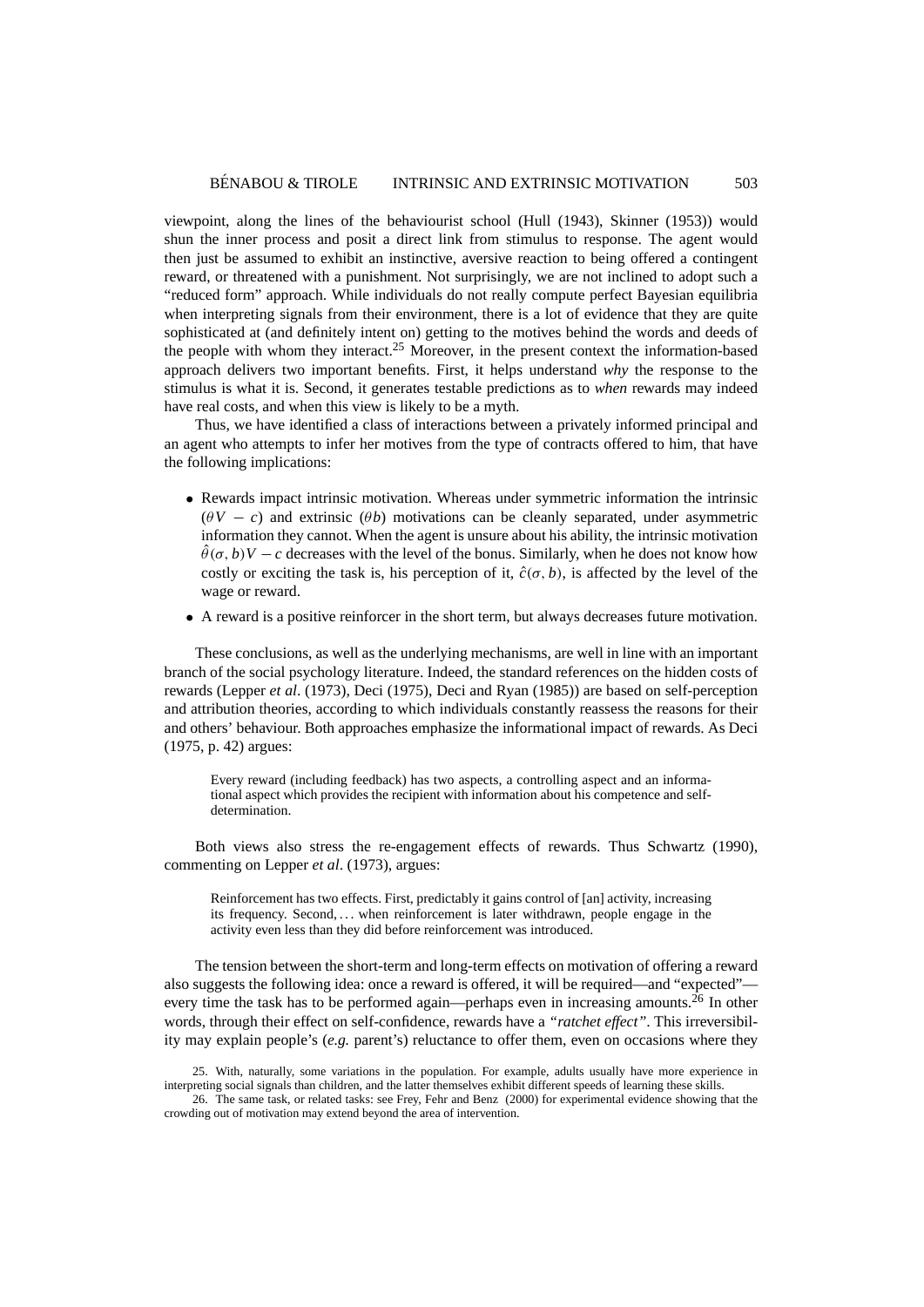viewpoint, along the lines of the behaviourist school (Hull (1943), Skinner (1953)) would shun the inner process and posit a direct link from stimulus to response. The agent would then just be assumed to exhibit an instinctive, aversive reaction to being offered a contingent reward, or threatened with a punishment. Not surprisingly, we are not inclined to adopt such a "reduced form" approach. While individuals do not really compute perfect Bayesian equilibria when interpreting signals from their environment, there is a lot of evidence that they are quite sophisticated at (and definitely intent on) getting to the motives behind the words and deeds of the people with whom they interact.[25] Moreover, in the present context the information-based approach delivers two important benefits. First, it helps understand *why* the response to the stimulus is what it is. Second, it generates testable predictions as to *when* rewards may indeed have real costs, and when this view is likely to be a myth.

Thus, we have identified a class of interactions between a privately informed principal and an agent who attempts to infer her motives from the type of contracts offered to him, that have the following implications:

- Rewards impact intrinsic motivation. Whereas under symmetric information the intrinsic ($\theta V - c$) and extrinsic ($\theta b$) motivations can be cleanly separated, under asymmetric information they cannot. When the agent is unsure about his ability, the intrinsic motivation $\hat{\theta}(\sigma, b)V - c$ decreases with the level of the bonus. Similarly, when he does not know how costly or exciting the task is, his perception of it, $\hat{c}(\sigma, b)$, is affected by the level of the wage or reward.
- A reward is a positive reinforcer in the short term, but always decreases future motivation.

These conclusions, as well as the underlying mechanisms, are well in line with an important branch of the social psychology literature. Indeed, the standard references on the hidden costs of rewards (Lepper *et al*. (1973), Deci (1975), Deci and Ryan (1985)) are based on self-perception and attribution theories, according to which individuals constantly reassess the reasons for their and others' behaviour. Both approaches emphasize the informational impact of rewards. As Deci (1975, p. 42) argues:

> Every reward (including feedback) has two aspects, a controlling aspect and an informational aspect which provides the recipient with information about his competence and self-determination.

Both views also stress the re-engagement effects of rewards. Thus Schwartz (1990), commenting on Lepper *et al*. (1973), argues:

> Reinforcement has two effects. First, predictably it gains control of [an] activity, increasing its frequency. Second, ... when reinforcement is later withdrawn, people engage in the activity even less than they did before reinforcement was introduced.

The tension between the short-term and long-term effects on motivation of offering a reward also suggests the following idea: once a reward is offered, it will be required—and "expected"—every time the task has to be performed again—perhaps even in increasing amounts.[26] In other words, through their effect on self-confidence, rewards have a *"ratchet effect"*. This irreversibility may explain people's (*e.g.* parent's) reluctance to offer them, even on occasions where they

25. With, naturally, some variations in the population. For example, adults usually have more experience in interpreting social signals than children, and the latter themselves exhibit different speeds of learning these skills.

26. The same task, or related tasks: see Frey, Fehr and Benz (2000) for experimental evidence showing that the crowding out of motivation may extend beyond the area of intervention.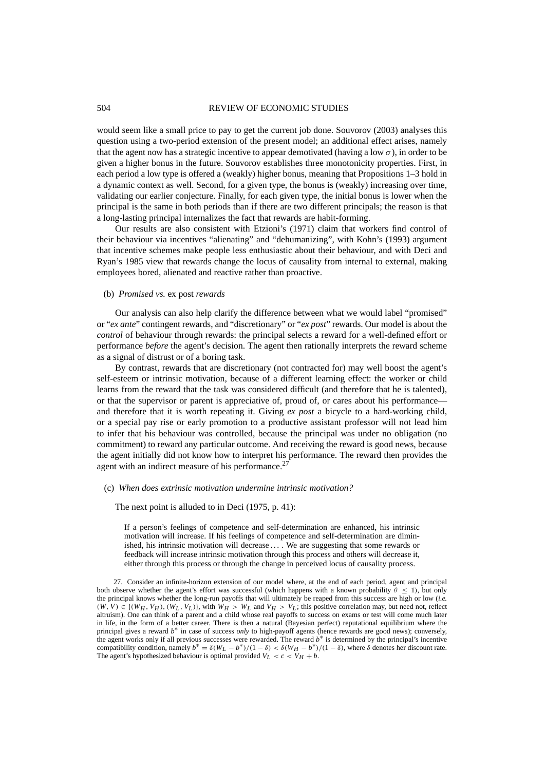would seem like a small price to pay to get the current job done. Souvorov (2003) analyses this question using a two-period extension of the present model; an additional effect arises, namely that the agent now has a strategic incentive to appear demotivated (having a low $\sigma$), in order to be given a higher bonus in the future. Souvorov establishes three monotonicity properties. First, in each period a low type is offered a (weakly) higher bonus, meaning that Propositions 1–3 hold in a dynamic context as well. Second, for a given type, the bonus is (weakly) increasing over time, validating our earlier conjecture. Finally, for each given type, the initial bonus is lower when the principal is the same in both periods than if there are two different principals; the reason is that a long-lasting principal internalizes the fact that rewards are habit-forming.

Our results are also consistent with Etzioni's (1971) claim that workers find control of their behaviour via incentives "alienating" and "dehumanizing", with Kohn's (1993) argument that incentive schemes make people less enthusiastic about their behaviour, and with Deci and Ryan's 1985 view that rewards change the locus of causality from internal to external, making employees bored, alienated and reactive rather than proactive.

### (b) *Promised vs.* ex post *rewards*

Our analysis can also help clarify the difference between what we would label "promised" or "*ex ante*" contingent rewards, and "discretionary" or "*ex post*" rewards. Our model is about the *control* of behaviour through rewards: the principal selects a reward for a well-defined effort or performance *before* the agent's decision. The agent then rationally interprets the reward scheme as a signal of distrust or of a boring task.

By contrast, rewards that are discretionary (not contracted for) may well boost the agent's self-esteem or intrinsic motivation, because of a different learning effect: the worker or child learns from the reward that the task was considered difficult (and therefore that he is talented), or that the supervisor or parent is appreciative of, proud of, or cares about his performance—and therefore that it is worth repeating it. Giving *ex post* a bicycle to a hard-working child, or a special pay rise or early promotion to a productive assistant professor will not lead him to infer that his behaviour was controlled, because the principal was under no obligation (no commitment) to reward any particular outcome. And receiving the reward is good news, because the agent initially did not know how to interpret his performance. The reward then provides the agent with an indirect measure of his performance.[27]

### (c) *When does extrinsic motivation undermine intrinsic motivation?*

The next point is alluded to in Deci (1975, p. 41):

> If a person's feelings of competence and self-determination are enhanced, his intrinsic motivation will increase. If his feelings of competence and self-determination are diminished, his intrinsic motivation will decrease .... We are suggesting that some rewards or feedback will increase intrinsic motivation through this process and others will decrease it, either through this process or through the change in perceived locus of causality process.

27. Consider an infinite-horizon extension of our model where, at the end of each period, agent and principal both observe whether the agent's effort was successful (which happens with a known probability $\theta \leq 1$), but only the principal knows whether the long-run payoffs that will ultimately be reaped from this success are high or low (*i.e.* $(W, V) \in \{(W_H, V_H), (W_L, V_L)\}$, with $W_H > W_L$ and $V_H > V_L$; this positive correlation may, but need not, reflect altruism). One can think of a parent and a child whose real payoffs to success on exams or test will come much later in life, in the form of a better career. There is then a natural (Bayesian perfect) reputational equilibrium where the principal gives a reward $b^*$ in case of success *only* to high-payoff agents (hence rewards are good news); conversely, the agent works only if all previous successes were rewarded. The reward $b^*$ is determined by the principal's incentive compatibility condition, namely $b^* = \delta(W_L - b^*)/(1-\delta) < \delta(W_H - b^*)/(1-\delta)$, where $\delta$ denotes her discount rate. The agent's hypothesized behaviour is optimal provided $V_L < c < V_H + b$.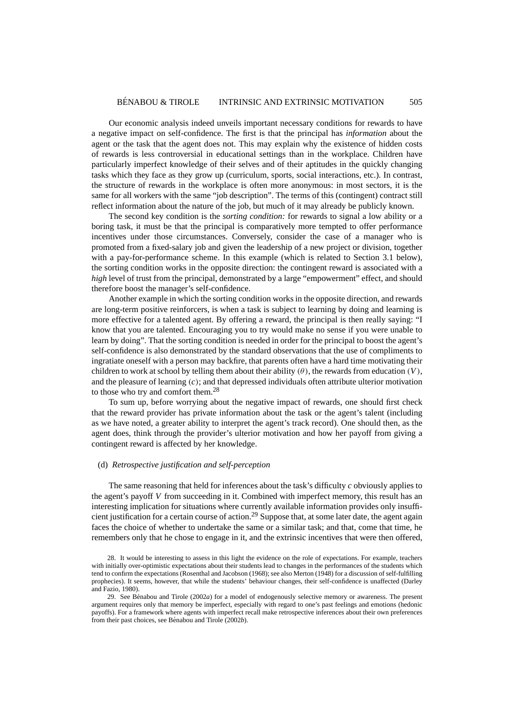Our economic analysis indeed unveils important necessary conditions for rewards to have a negative impact on self-confidence. The first is that the principal has *information* about the agent or the task that the agent does not. This may explain why the existence of hidden costs of rewards is less controversial in educational settings than in the workplace. Children have particularly imperfect knowledge of their selves and of their aptitudes in the quickly changing tasks which they face as they grow up (curriculum, sports, social interactions, etc.). In contrast, the structure of rewards in the workplace is often more anonymous: in most sectors, it is the same for all workers with the same "job description". The terms of this (contingent) contract still reflect information about the nature of the job, but much of it may already be publicly known.

The second key condition is the *sorting condition:* for rewards to signal a low ability or a boring task, it must be that the principal is comparatively more tempted to offer performance incentives under those circumstances. Conversely, consider the case of a manager who is promoted from a fixed-salary job and given the leadership of a new project or division, together with a pay-for-performance scheme. In this example (which is related to Section 3.1 below), the sorting condition works in the opposite direction: the contingent reward is associated with a *high* level of trust from the principal, demonstrated by a large "empowerment" effect, and should therefore boost the manager's self-confidence.

Another example in which the sorting condition works in the opposite direction, and rewards are long-term positive reinforcers, is when a task is subject to learning by doing and learning is more effective for a talented agent. By offering a reward, the principal is then really saying: "I know that you are talented. Encouraging you to try would make no sense if you were unable to learn by doing". That the sorting condition is needed in order for the principal to boost the agent's self-confidence is also demonstrated by the standard observations that the use of compliments to ingratiate oneself with a person may backfire, that parents often have a hard time motivating their children to work at school by telling them about their ability $(\theta)$, the rewards from education $(V)$, and the pleasure of learning $(c)$; and that depressed individuals often attribute ulterior motivation to those who try and comfort them.[28]

To sum up, before worrying about the negative impact of rewards, one should first check that the reward provider has private information about the task or the agent's talent (including as we have noted, a greater ability to interpret the agent's track record). One should then, as the agent does, think through the provider's ulterior motivation and how her payoff from giving a contingent reward is affected by her knowledge.

(d) *Retrospective justification and self-perception*

The same reasoning that held for inferences about the task's difficulty $c$ obviously applies to the agent's payoff $V$ from succeeding in it. Combined with imperfect memory, this result has an interesting implication for situations where currently available information provides only insufficient justification for a certain course of action.[29] Suppose that, at some later date, the agent again faces the choice of whether to undertake the same or a similar task; and that, come that time, he remembers only that he chose to engage in it, and the extrinsic incentives that were then offered,

28. It would be interesting to assess in this light the evidence on the role of expectations. For example, teachers with initially over-optimistic expectations about their students lead to changes in the performances of the students which tend to confirm the expectations (Rosenthal and Jacobson (1968); see also Merton (1948) for a discussion of self-fulfilling prophecies). It seems, however, that while the students' behaviour changes, their self-confidence is unaffected (Darley and Fazio, 1980).

29. See Bénabou and Tirole (2002*a*) for a model of endogenously selective memory or awareness. The present argument requires only that memory be imperfect, especially with regard to one's past feelings and emotions (hedonic payoffs). For a framework where agents with imperfect recall make retrospective inferences about their own preferences from their past choices, see Bénabou and Tirole (2002*b*).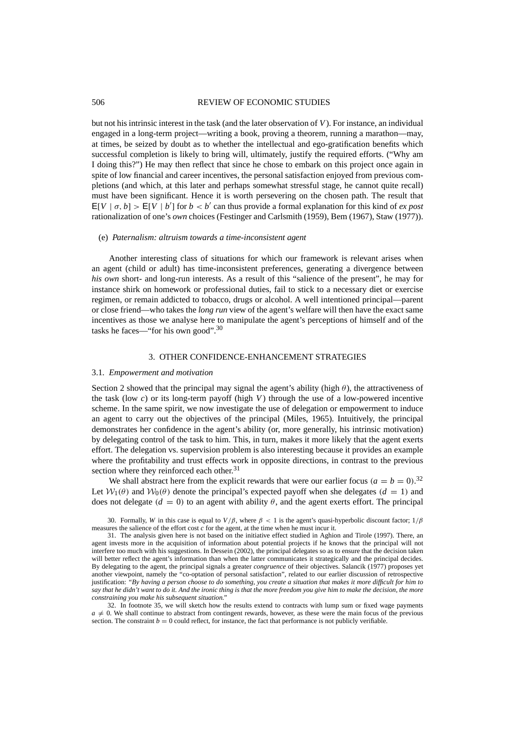but not his intrinsic interest in the task (and the later observation of $V$). For instance, an individual engaged in a long-term project—writing a book, proving a theorem, running a marathon—may, at times, be seized by doubt as to whether the intellectual and ego-gratification benefits which successful completion is likely to bring will, ultimately, justify the required efforts. ("Why am I doing this?") He may then reflect that since he chose to embark on this project once again in spite of low financial and career incentives, the personal satisfaction enjoyed from previous completions (and which, at this later and perhaps somewhat stressful stage, he cannot quite recall) must have been significant. Hence it is worth persevering on the chosen path. The result that $\mathsf{E}[V \mid \sigma, b] > \mathsf{E}[V \mid b']$ for $b < b'$ can thus provide a formal explanation for this kind of *ex post* rationalization of one's *own* choices (Festinger and Carlsmith (1959), Bem (1967), Staw (1977)).

(e) *Paternalism: altruism towards a time-inconsistent agent*

Another interesting class of situations for which our framework is relevant arises when an agent (child or adult) has time-inconsistent preferences, generating a divergence between *his own* short- and long-run interests. As a result of this "salience of the present", he may for instance shirk on homework or professional duties, fail to stick to a necessary diet or exercise regimen, or remain addicted to tobacco, drugs or alcohol. A well intentioned principal—parent or close friend—who takes the *long run* view of the agent's welfare will then have the exact same incentives as those we analyse here to manipulate the agent's perceptions of himself and of the tasks he faces—"for his own good".[30]

## 3. OTHER CONFIDENCE-ENHANCEMENT STRATEGIES

### 3.1. *Empowerment and motivation*

Section 2 showed that the principal may signal the agent's ability (high $\theta$), the attractiveness of the task (low $c$) or its long-term payoff (high $V$) through the use of a low-powered incentive scheme. In the same spirit, we now investigate the use of delegation or empowerment to induce an agent to carry out the objectives of the principal (Miles, 1965). Intuitively, the principal demonstrates her confidence in the agent's ability (or, more generally, his intrinsic motivation) by delegating control of the task to him. This, in turn, makes it more likely that the agent exerts effort. The delegation vs. supervision problem is also interesting because it provides an example where the profitability and trust effects work in opposite directions, in contrast to the previous section where they reinforced each other.[31]

We shall abstract here from the explicit rewards that were our earlier focus ($a = b = 0$).[32] Let $\mathcal{W}_1(\theta)$ and $\mathcal{W}_0(\theta)$ denote the principal's expected payoff when she delegates ($d = 1$) and does not delegate ($d = 0$) to an agent with ability $\theta$, and the agent exerts effort. The principal

30. Formally, $W$ in this case is equal to $V/\beta$, where $\beta < 1$ is the agent's quasi-hyperbolic discount factor; $1/\beta$ measures the salience of the effort cost $c$ for the agent, at the time when he must incur it.

31. The analysis given here is not based on the initiative effect studied in Aghion and Tirole (1997). There, an agent invests more in the acquisition of information about potential projects if he knows that the principal will not interfere too much with his suggestions. In Dessein (2002), the principal delegates so as to ensure that the decision taken will better reflect the agent's information than when the latter communicates it strategically and the principal decides. By delegating to the agent, the principal signals a greater *congruence* of their objectives. Salancik (1977) proposes yet another viewpoint, namely the "co-optation of personal satisfaction", related to our earlier discussion of retrospective justification: *"By having a person choose to do something, you create a situation that makes it more difficult for him to say that he didn't want to do it. And the ironic thing is that the more freedom you give him to make the decision, the more constraining you make his subsequent situation."*

32. In footnote 35, we will sketch how the results extend to contracts with lump sum or fixed wage payments $a \neq 0$. We shall continue to abstract from contingent rewards, however, as these were the main focus of the previous section. The constraint $b = 0$ could reflect, for instance, the fact that performance is not publicly verifiable.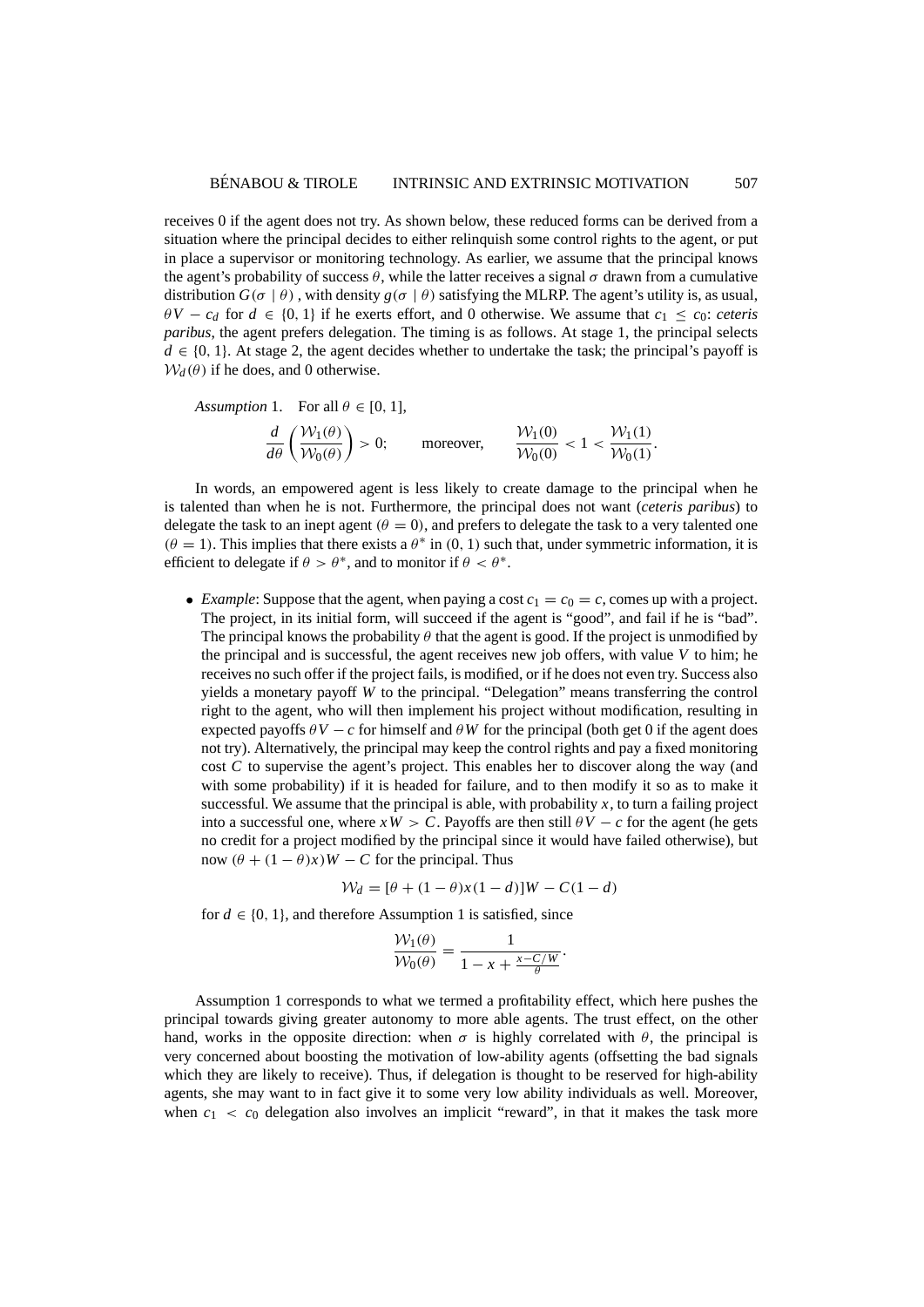receives 0 if the agent does not try. As shown below, these reduced forms can be derived from a situation where the principal decides to either relinquish some control rights to the agent, or put in place a supervisor or monitoring technology. As earlier, we assume that the principal knows the agent's probability of success $\theta$, while the latter receives a signal $\sigma$ drawn from a cumulative distribution $G(\sigma \mid \theta)$ , with density $g(\sigma \mid \theta)$ satisfying the MLRP. The agent's utility is, as usual, $\theta V - c_d$ for $d \in \{0, 1\}$ if he exerts effort, and 0 otherwise. We assume that $c_1 \leq c_0$: *ceteris paribus*, the agent prefers delegation. The timing is as follows. At stage 1, the principal selects $d \in \{0, 1\}$. At stage 2, the agent decides whether to undertake the task; the principal's payoff is $\mathcal{W}_d(\theta)$ if he does, and 0 otherwise.

*Assumption* 1. For all $\theta \in [0, 1]$,

$$\frac{d}{d\theta}\left(\frac{\mathcal{W}_1(\theta)}{\mathcal{W}_0(\theta)}\right) > 0; \qquad \text{moreover,} \qquad \frac{\mathcal{W}_1(0)}{\mathcal{W}_0(0)} < 1 < \frac{\mathcal{W}_1(1)}{\mathcal{W}_0(1)}.$$

In words, an empowered agent is less likely to create damage to the principal when he is talented than when he is not. Furthermore, the principal does not want (*ceteris paribus*) to delegate the task to an inept agent ($\theta = 0$), and prefers to delegate the task to a very talented one ($\theta = 1$). This implies that there exists a $\theta^*$ in $(0, 1)$ such that, under symmetric information, it is efficient to delegate if $\theta > \theta^*$, and to monitor if $\theta < \theta^*$.

- *Example*: Suppose that the agent, when paying a cost $c_1 = c_0 = c$, comes up with a project. The project, in its initial form, will succeed if the agent is "good", and fail if he is "bad". The principal knows the probability $\theta$ that the agent is good. If the project is unmodified by the principal and is successful, the agent receives new job offers, with value $V$ to him; he receives no such offer if the project fails, is modified, or if he does not even try. Success also yields a monetary payoff $W$ to the principal. "Delegation" means transferring the control right to the agent, who will then implement his project without modification, resulting in expected payoffs $\theta V - c$ for himself and $\theta W$ for the principal (both get 0 if the agent does not try). Alternatively, the principal may keep the control rights and pay a fixed monitoring cost $C$ to supervise the agent's project. This enables her to discover along the way (and with some probability) if it is headed for failure, and to then modify it so as to make it successful. We assume that the principal is able, with probability $x$, to turn a failing project into a successful one, where $xW > C$. Payoffs are then still $\theta V - c$ for the agent (he gets no credit for a project modified by the principal since it would have failed otherwise), but now $(\theta + (1 - \theta)x)W - C$ for the principal. Thus

$$\mathcal{W}_d = [\theta + (1 - \theta)x(1 - d)]W - C(1 - d)$$

for $d \in \{0, 1\}$, and therefore Assumption 1 is satisfied, since

$$\frac{\mathcal{W}_1(\theta)}{\mathcal{W}_0(\theta)} = \frac{1}{1 - x + \frac{x - C/W}{\theta}}.$$

Assumption 1 corresponds to what we termed a profitability effect, which here pushes the principal towards giving greater autonomy to more able agents. The trust effect, on the other hand, works in the opposite direction: when $\sigma$ is highly correlated with $\theta$, the principal is very concerned about boosting the motivation of low-ability agents (offsetting the bad signals which they are likely to receive). Thus, if delegation is thought to be reserved for high-ability agents, she may want to in fact give it to some very low ability individuals as well. Moreover, when $c_1 < c_0$ delegation also involves an implicit "reward", in that it makes the task more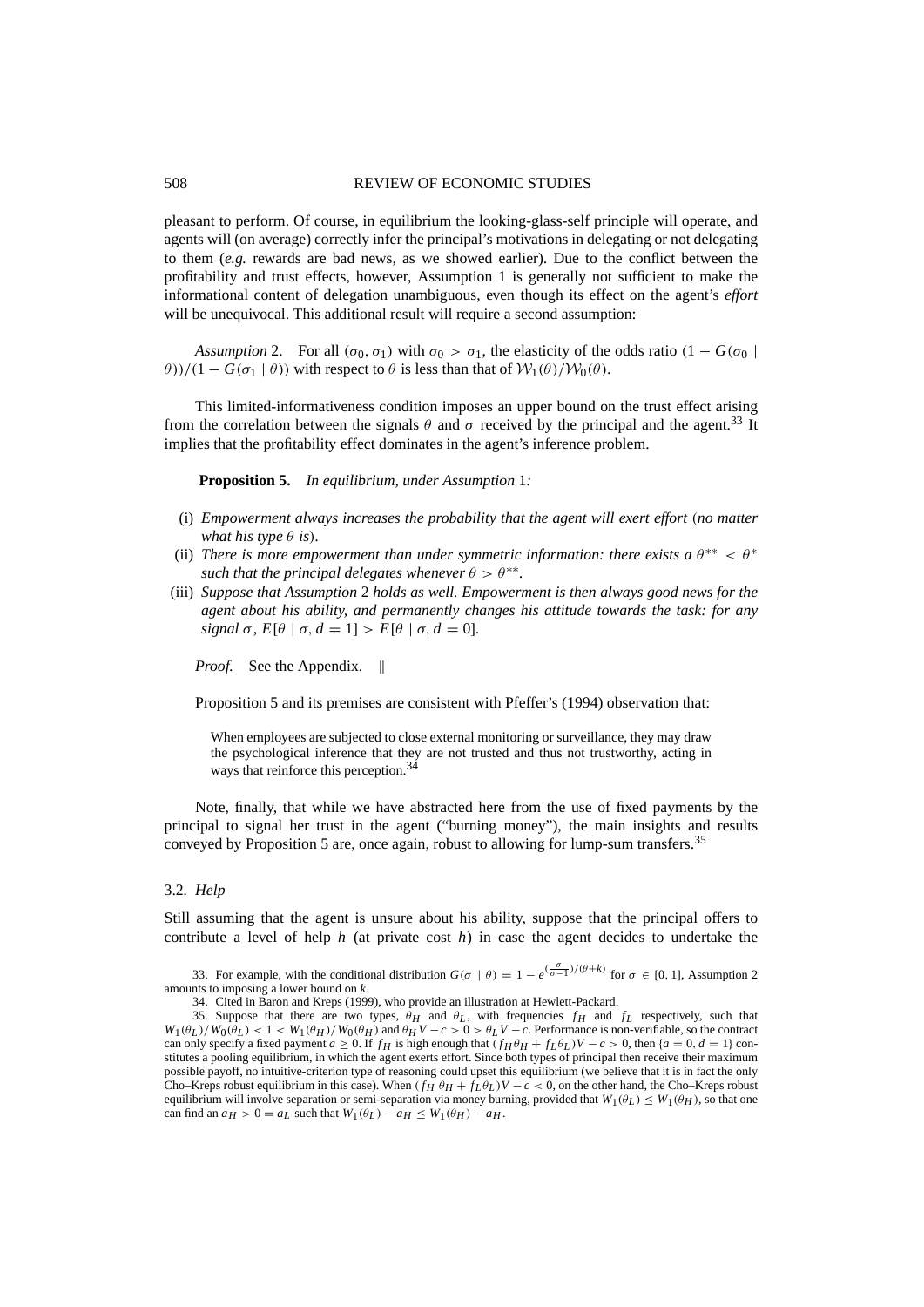pleasant to perform. Of course, in equilibrium the looking-glass-self principle will operate, and agents will (on average) correctly infer the principal's motivations in delegating or not delegating to them (*e.g.* rewards are bad news, as we showed earlier). Due to the conflict between the profitability and trust effects, however, Assumption 1 is generally not sufficient to make the informational content of delegation unambiguous, even though its effect on the agent's *effort* will be unequivocal. This additional result will require a second assumption:

*Assumption* 2. For all $(\sigma_0, \sigma_1)$ with $\sigma_0 > \sigma_1$, the elasticity of the odds ratio $(1 - G(\sigma_0 \mid \theta))/(1 - G(\sigma_1 \mid \theta))$ with respect to $\theta$ is less than that of $\mathcal{W}_1(\theta)/\mathcal{W}_0(\theta)$.

This limited-informativeness condition imposes an upper bound on the trust effect arising from the correlation between the signals $\theta$ and $\sigma$ received by the principal and the agent.[33] It implies that the profitability effect dominates in the agent's inference problem.

**Proposition 5.** *In equilibrium, under Assumption* 1*:*

(i) *Empowerment always increases the probability that the agent will exert effort* (*no matter what his type $\theta$ is*).

(ii) *There is more empowerment than under symmetric information: there exists a $\theta^{**} < \theta^*$ such that the principal delegates whenever $\theta > \theta^{**}$.*

(iii) *Suppose that Assumption* 2 *holds as well. Empowerment is then always good news for the agent about his ability, and permanently changes his attitude towards the task: for any signal $\sigma$, $E[\theta \mid \sigma, d = 1] > E[\theta \mid \sigma, d = 0]$.*

*Proof.* See the Appendix. ‖

Proposition 5 and its premises are consistent with Pfeffer's (1994) observation that:

> When employees are subjected to close external monitoring or surveillance, they may draw the psychological inference that they are not trusted and thus not trustworthy, acting in ways that reinforce this perception.[34]

Note, finally, that while we have abstracted here from the use of fixed payments by the principal to signal her trust in the agent ("burning money"), the main insights and results conveyed by Proposition 5 are, once again, robust to allowing for lump-sum transfers.[35]

### 3.2. *Help*

Still assuming that the agent is unsure about his ability, suppose that the principal offers to contribute a level of help $h$ (at private cost $h$) in case the agent decides to undertake the

33. For example, with the conditional distribution $G(\sigma \mid \theta) = 1 - e^{(\frac{\sigma}{\sigma - 1})/(\theta + k)}$ for $\sigma \in [0, 1]$, Assumption 2 amounts to imposing a lower bound on $k$.

34. Cited in Baron and Kreps (1999), who provide an illustration at Hewlett-Packard.

35. Suppose that there are two types, $\theta_H$ and $\theta_L$, with frequencies $f_H$ and $f_L$ respectively, such that $W_1(\theta_L)/W_0(\theta_L) < 1 < W_1(\theta_H)/W_0(\theta_H)$ and $\theta_H V - c > 0 > \theta_L V - c$. Performance is non-verifiable, so the contract can only specify a fixed payment $a \geq 0$. If $f_H$ is high enough that $(f_H \theta_H + f_L \theta_L)V - c > 0$, then $\{a = 0, d = 1\}$ constitutes a pooling equilibrium, in which the agent exerts effort. Since both types of principal then receive their maximum possible payoff, no intuitive-criterion type of reasoning could upset this equilibrium (we believe that it is in fact the only Cho–Kreps robust equilibrium in this case). When $(f_H \theta_H + f_L \theta_L)V - c < 0$, on the other hand, the Cho–Kreps robust equilibrium will involve separation or semi-separation via money burning, provided that $W_1(\theta_L) \leq W_1(\theta_H)$, so that one can find an $a_H > 0 = a_L$ such that $W_1(\theta_L) - a_H \leq W_1(\theta_H) - a_H$.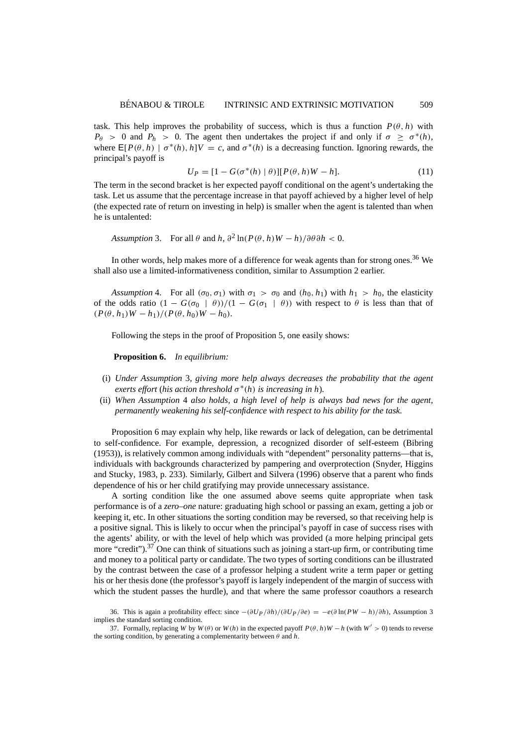task. This help improves the probability of success, which is thus a function $P(\theta, h)$ with $P_\theta > 0$ and $P_h > 0$. The agent then undertakes the project if and only if $\sigma \geq \sigma^*(h)$, where $\mathsf{E}[P(\theta, h) \mid \sigma^*(h), h]V = c$, and $\sigma^*(h)$ is a decreasing function. Ignoring rewards, the principal's payoff is

$$U_P = [1 - G(\sigma^*(h) \mid \theta)][P(\theta, h)W - h]. \tag{11}$$

The term in the second bracket is her expected payoff conditional on the agent's undertaking the task. Let us assume that the percentage increase in that payoff achieved by a higher level of help (the expected rate of return on investing in help) is smaller when the agent is talented than when he is untalented:

*Assumption* 3. For all $\theta$ and $h$, $\partial^2 \ln(P(\theta, h)W - h)/\partial\theta\partial h < 0$.

In other words, help makes more of a difference for weak agents than for strong ones.[36] We shall also use a limited-informativeness condition, similar to Assumption 2 earlier.

*Assumption* 4. For all $(\sigma_0, \sigma_1)$ with $\sigma_1 > \sigma_0$ and $(h_0, h_1)$ with $h_1 > h_0$, the elasticity of the odds ratio $(1 - G(\sigma_0 \mid \theta))/(1 - G(\sigma_1 \mid \theta))$ with respect to $\theta$ is less than that of $(P(\theta, h_1)W - h_1)/(P(\theta, h_0)W - h_0)$.

Following the steps in the proof of Proposition 5, one easily shows:

**Proposition 6.** *In equilibrium:*

(i) *Under Assumption* 3*, giving more help always decreases the probability that the agent exerts effort* (*his action threshold* $\sigma^*(h)$ *is increasing in* $h$).

(ii) *When Assumption* 4 *also holds, a high level of help is always bad news for the agent, permanently weakening his self-confidence with respect to his ability for the task.*

Proposition 6 may explain why help, like rewards or lack of delegation, can be detrimental to self-confidence. For example, depression, a recognized disorder of self-esteem (Bibring (1953)), is relatively common among individuals with "dependent" personality patterns—that is, individuals with backgrounds characterized by pampering and overprotection (Snyder, Higgins and Stucky, 1983, p. 233). Similarly, Gilbert and Silvera (1996) observe that a parent who finds dependence of his or her child gratifying may provide unnecessary assistance.

A sorting condition like the one assumed above seems quite appropriate when task performance is of a *zero–one* nature: graduating high school or passing an exam, getting a job or keeping it, etc. In other situations the sorting condition may be reversed, so that receiving help is a positive signal. This is likely to occur when the principal's payoff in case of success rises with the agents' ability, or with the level of help which was provided (a more helping principal gets more "credit").[37] One can think of situations such as joining a start-up firm, or contributing time and money to a political party or candidate. The two types of sorting conditions can be illustrated by the contrast between the case of a professor helping a student write a term paper or getting his or her thesis done (the professor's payoff is largely independent of the margin of success with which the student passes the hurdle), and that where the same professor coauthors a research

36. This is again a profitability effect: since $-(\partial U_P/\partial h)/(\partial U_P/\partial e) = -e(\partial \ln(PW - h)/\partial h)$, Assumption 3 implies the standard sorting condition.

37. Formally, replacing $W$ by $W(\theta)$ or $W(h)$ in the expected payoff $P(\theta, h)W - h$ (with $W' > 0$) tends to reverse the sorting condition, by generating a complementarity between $\theta$ and $h$.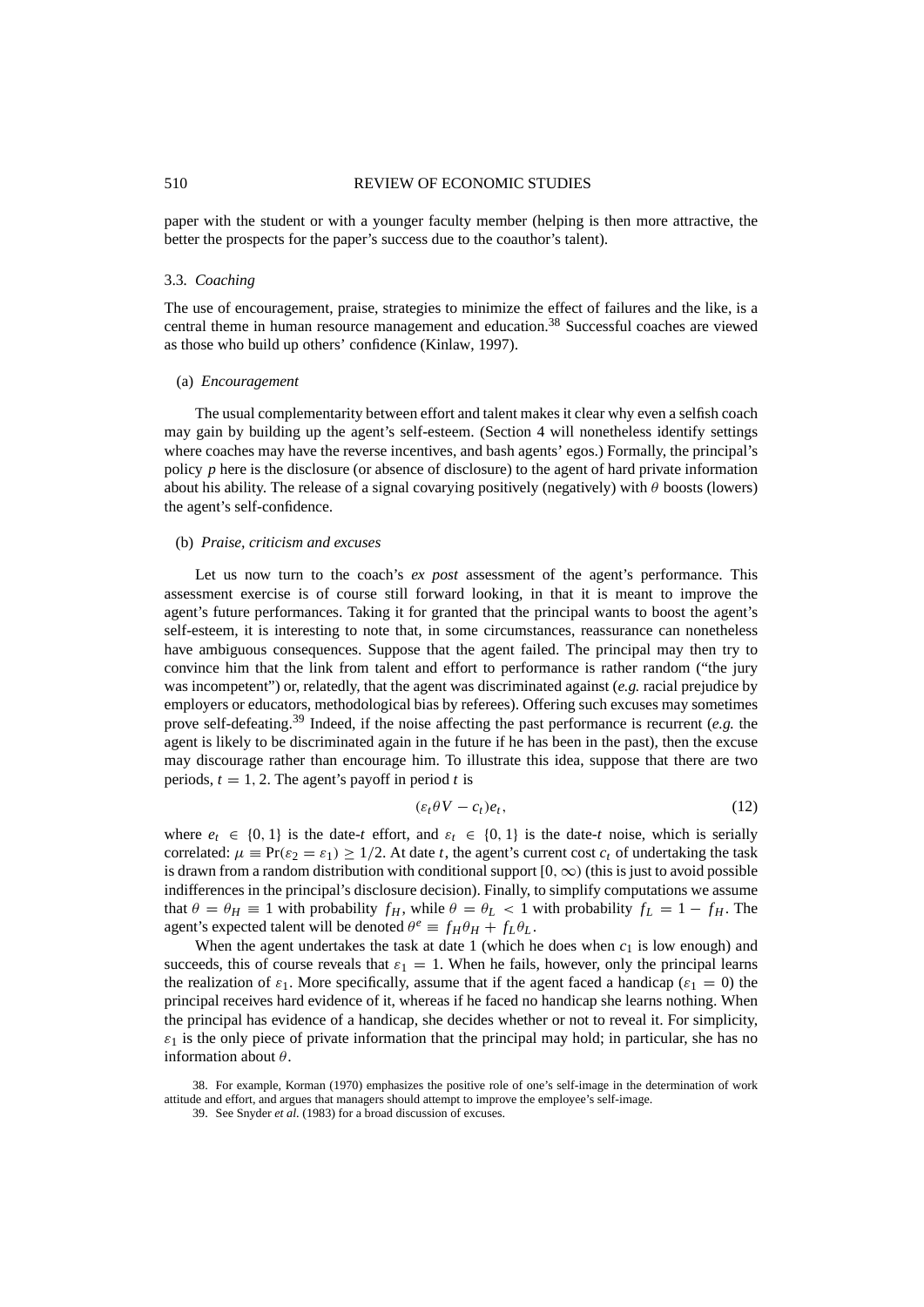paper with the student or with a younger faculty member (helping is then more attractive, the better the prospects for the paper's success due to the coauthor's talent).

### 3.3. *Coaching*

The use of encouragement, praise, strategies to minimize the effect of failures and the like, is a central theme in human resource management and education.[38] Successful coaches are viewed as those who build up others' confidence (Kinlaw, 1997).

#### (a) *Encouragement*

The usual complementarity between effort and talent makes it clear why even a selfish coach may gain by building up the agent's self-esteem. (Section 4 will nonetheless identify settings where coaches may have the reverse incentives, and bash agents' egos.) Formally, the principal's policy $p$ here is the disclosure (or absence of disclosure) to the agent of hard private information about his ability. The release of a signal covarying positively (negatively) with $\theta$ boosts (lowers) the agent's self-confidence.

#### (b) *Praise, criticism and excuses*

Let us now turn to the coach's *ex post* assessment of the agent's performance. This assessment exercise is of course still forward looking, in that it is meant to improve the agent's future performances. Taking it for granted that the principal wants to boost the agent's self-esteem, it is interesting to note that, in some circumstances, reassurance can nonetheless have ambiguous consequences. Suppose that the agent failed. The principal may then try to convince him that the link from talent and effort to performance is rather random ("the jury was incompetent") or, relatedly, that the agent was discriminated against (*e.g.* racial prejudice by employers or educators, methodological bias by referees). Offering such excuses may sometimes prove self-defeating.[39] Indeed, if the noise affecting the past performance is recurrent (*e.g.* the agent is likely to be discriminated again in the future if he has been in the past), then the excuse may discourage rather than encourage him. To illustrate this idea, suppose that there are two periods, $t = 1, 2$. The agent's payoff in period $t$ is

$$(\varepsilon_t \theta V - c_t) e_t, \tag{12}$$

where $e_t \in \{0, 1\}$ is the date-$t$ effort, and $\varepsilon_t \in \{0, 1\}$ is the date-$t$ noise, which is serially correlated: $\mu \equiv \Pr(\varepsilon_2 = \varepsilon_1) \geq 1/2$. At date $t$, the agent's current cost $c_t$ of undertaking the task is drawn from a random distribution with conditional support $[0, \infty)$ (this is just to avoid possible indifferences in the principal's disclosure decision). Finally, to simplify computations we assume that $\theta = \theta_H \equiv 1$ with probability $f_H$, while $\theta = \theta_L < 1$ with probability $f_L = 1 - f_H$. The agent's expected talent will be denoted $\theta^e \equiv f_H \theta_H + f_L \theta_L$.

When the agent undertakes the task at date 1 (which he does when $c_1$ is low enough) and succeeds, this of course reveals that $\varepsilon_1 = 1$. When he fails, however, only the principal learns the realization of $\varepsilon_1$. More specifically, assume that if the agent faced a handicap ($\varepsilon_1 = 0$) the principal receives hard evidence of it, whereas if he faced no handicap she learns nothing. When the principal has evidence of a handicap, she decides whether or not to reveal it. For simplicity, $\varepsilon_1$ is the only piece of private information that the principal may hold; in particular, she has no information about $\theta$.

38. For example, Korman (1970) emphasizes the positive role of one's self-image in the determination of work attitude and effort, and argues that managers should attempt to improve the employee's self-image.

39. See Snyder *et al.* (1983) for a broad discussion of excuses.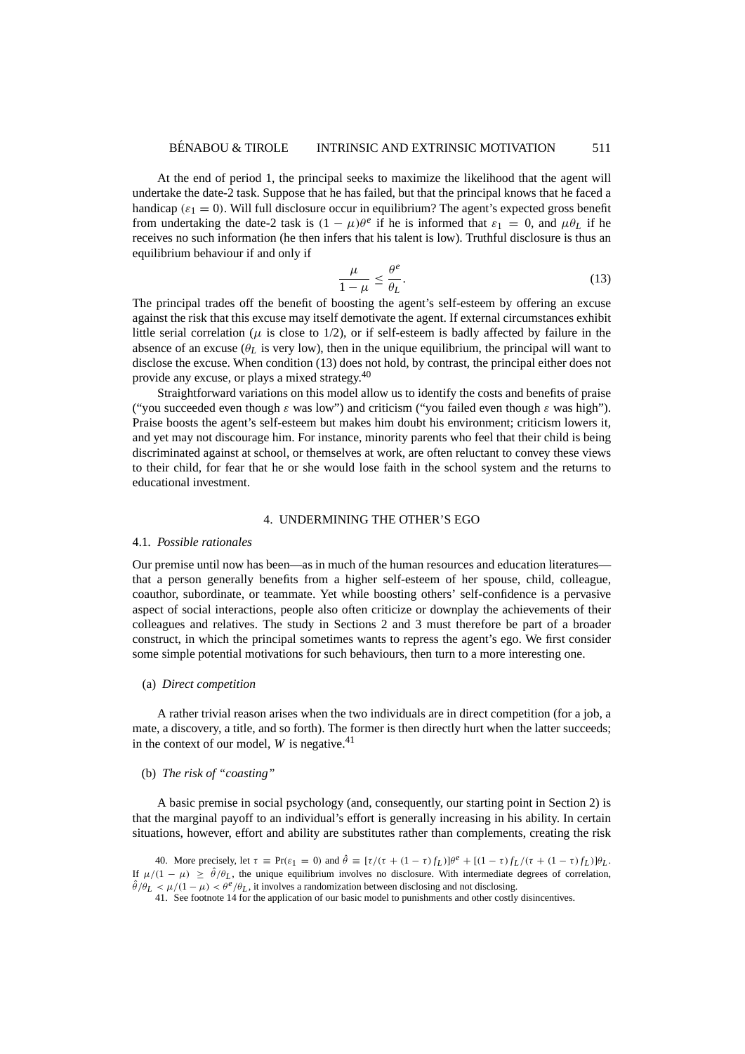At the end of period 1, the principal seeks to maximize the likelihood that the agent will undertake the date-2 task. Suppose that he has failed, but that the principal knows that he faced a handicap ($\varepsilon_1 = 0$). Will full disclosure occur in equilibrium? The agent's expected gross benefit from undertaking the date-2 task is $(1 - \mu)\theta^e$ if he is informed that $\varepsilon_1 = 0$, and $\mu\theta_L$ if he receives no such information (he then infers that his talent is low). Truthful disclosure is thus an equilibrium behaviour if and only if

$$\frac{\mu}{1-\mu} \leq \frac{\theta^e}{\theta_L}. \tag{13}$$

The principal trades off the benefit of boosting the agent's self-esteem by offering an excuse against the risk that this excuse may itself demotivate the agent. If external circumstances exhibit little serial correlation ($\mu$ is close to 1/2), or if self-esteem is badly affected by failure in the absence of an excuse ($\theta_L$ is very low), then in the unique equilibrium, the principal will want to disclose the excuse. When condition (13) does not hold, by contrast, the principal either does not provide any excuse, or plays a mixed strategy.[40]

Straightforward variations on this model allow us to identify the costs and benefits of praise ("you succeeded even though $\varepsilon$ was low") and criticism ("you failed even though $\varepsilon$ was high"). Praise boosts the agent's self-esteem but makes him doubt his environment; criticism lowers it, and yet may not discourage him. For instance, minority parents who feel that their child is being discriminated against at school, or themselves at work, are often reluctant to convey these views to their child, for fear that he or she would lose faith in the school system and the returns to educational investment.

## 4. UNDERMINING THE OTHER'S EGO

### 4.1. *Possible rationales*

Our premise until now has been—as in much of the human resources and education literatures—that a person generally benefits from a higher self-esteem of her spouse, child, colleague, coauthor, subordinate, or teammate. Yet while boosting others' self-confidence is a pervasive aspect of social interactions, people also often criticize or downplay the achievements of their colleagues and relatives. The study in Sections 2 and 3 must therefore be part of a broader construct, in which the principal sometimes wants to repress the agent's ego. We first consider some simple potential motivations for such behaviours, then turn to a more interesting one.

(a) *Direct competition*

A rather trivial reason arises when the two individuals are in direct competition (for a job, a mate, a discovery, a title, and so forth). The former is then directly hurt when the latter succeeds; in the context of our model, $W$ is negative.[41]

(b) *The risk of "coasting"*

A basic premise in social psychology (and, consequently, our starting point in Section 2) is that the marginal payoff to an individual's effort is generally increasing in his ability. In certain situations, however, effort and ability are substitutes rather than complements, creating the risk

40. More precisely, let $\tau \equiv \Pr(\varepsilon_1 = 0)$ and $\hat{\theta} \equiv [\tau/(\tau + (1-\tau) f_L)]\theta^e + [(1-\tau) f_L/(\tau + (1-\tau) f_L)]\theta_L$. If $\mu/(1-\mu) \geq \hat{\theta}/\theta_L$, the unique equilibrium involves no disclosure. With intermediate degrees of correlation, $\hat{\theta}/\theta_L < \mu/(1-\mu) < \theta^e/\theta_L$, it involves a randomization between disclosing and not disclosing.

41. See footnote 14 for the application of our basic model to punishments and other costly disincentives.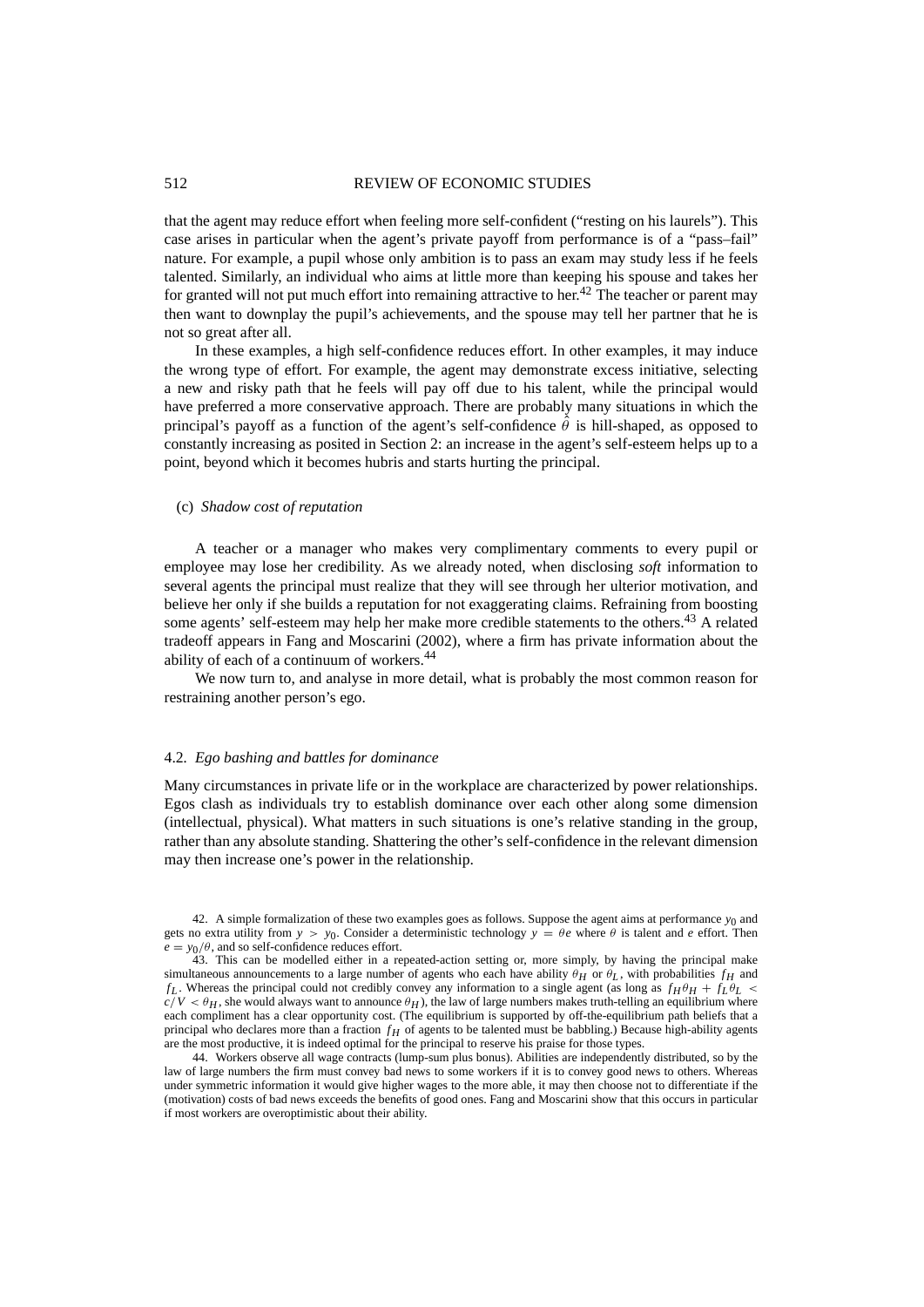that the agent may reduce effort when feeling more self-confident ("resting on his laurels"). This case arises in particular when the agent's private payoff from performance is of a "pass–fail" nature. For example, a pupil whose only ambition is to pass an exam may study less if he feels talented. Similarly, an individual who aims at little more than keeping his spouse and takes her for granted will not put much effort into remaining attractive to her.[42] The teacher or parent may then want to downplay the pupil's achievements, and the spouse may tell her partner that he is not so great after all.

In these examples, a high self-confidence reduces effort. In other examples, it may induce the wrong type of effort. For example, the agent may demonstrate excess initiative, selecting a new and risky path that he feels will pay off due to his talent, while the principal would have preferred a more conservative approach. There are probably many situations in which the principal's payoff as a function of the agent's self-confidence $\hat{\theta}$ is hill-shaped, as opposed to constantly increasing as posited in Section 2: an increase in the agent's self-esteem helps up to a point, beyond which it becomes hubris and starts hurting the principal.

(c) *Shadow cost of reputation*

A teacher or a manager who makes very complimentary comments to every pupil or employee may lose her credibility. As we already noted, when disclosing *soft* information to several agents the principal must realize that they will see through her ulterior motivation, and believe her only if she builds a reputation for not exaggerating claims. Refraining from boosting some agents' self-esteem may help her make more credible statements to the others.[43] A related tradeoff appears in Fang and Moscarini (2002), where a firm has private information about the ability of each of a continuum of workers.[44]

We now turn to, and analyse in more detail, what is probably the most common reason for restraining another person's ego.

### 4.2. *Ego bashing and battles for dominance*

Many circumstances in private life or in the workplace are characterized by power relationships. Egos clash as individuals try to establish dominance over each other along some dimension (intellectual, physical). What matters in such situations is one's relative standing in the group, rather than any absolute standing. Shattering the other's self-confidence in the relevant dimension may then increase one's power in the relationship.

42. A simple formalization of these two examples goes as follows. Suppose the agent aims at performance $y_0$ and gets no extra utility from $y > y_0$. Consider a deterministic technology $y = \theta e$ where $\theta$ is talent and $e$ effort. Then $e = y_0/\theta$, and so self-confidence reduces effort.

43. This can be modelled either in a repeated-action setting or, more simply, by having the principal make simultaneous announcements to a large number of agents who each have ability $\theta_H$ or $\theta_L$, with probabilities $f_H$ and $f_L$. Whereas the principal could not credibly convey any information to a single agent (as long as $f_H\theta_H + f_L\theta_L < c/V < \theta_H$, she would always want to announce $\theta_H$), the law of large numbers makes truth-telling an equilibrium where each compliment has a clear opportunity cost. (The equilibrium is supported by off-the-equilibrium path beliefs that a principal who declares more than a fraction $f_H$ of agents to be talented must be babbling.) Because high-ability agents are the most productive, it is indeed optimal for the principal to reserve his praise for those types.

44. Workers observe all wage contracts (lump-sum plus bonus). Abilities are independently distributed, so by the law of large numbers the firm must convey bad news to some workers if it is to convey good news to others. Whereas under symmetric information it would give higher wages to the more able, it may then choose not to differentiate if the (motivation) costs of bad news exceeds the benefits of good ones. Fang and Moscarini show that this occurs in particular if most workers are overoptimistic about their ability.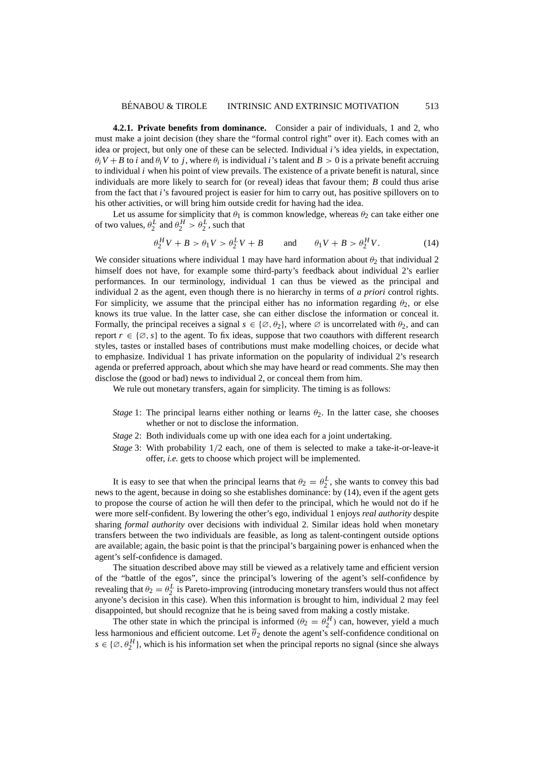**4.2.1. Private benefits from dominance.** Consider a pair of individuals, 1 and 2, who must make a joint decision (they share the "formal control right" over it). Each comes with an idea or project, but only one of these can be selected. Individual $i$'s idea yields, in expectation, $\theta_i V + B$ to $i$ and $\theta_i V$ to $j$, where $\theta_i$ is individual $i$'s talent and $B > 0$ is a private benefit accruing to individual $i$ when his point of view prevails. The existence of a private benefit is natural, since individuals are more likely to search for (or reveal) ideas that favour them; $B$ could thus arise from the fact that $i$'s favoured project is easier for him to carry out, has positive spillovers on to his other activities, or will bring him outside credit for having had the idea.

Let us assume for simplicity that $\theta_1$ is common knowledge, whereas $\theta_2$ can take either one of two values, $\theta_2^L$ and $\theta_2^H > \theta_2^L$, such that

$$\theta_2^H V + B > \theta_1 V > \theta_2^L V + B \qquad \text{and} \qquad \theta_1 V + B > \theta_2^H V. \tag{14}$$

We consider situations where individual 1 may have hard information about $\theta_2$ that individual 2 himself does not have, for example some third-party's feedback about individual 2's earlier performances. In our terminology, individual 1 can thus be viewed as the principal and individual 2 as the agent, even though there is no hierarchy in terms of *a priori* control rights. For simplicity, we assume that the principal either has no information regarding $\theta_2$, or else knows its true value. In the latter case, she can either disclose the information or conceal it. Formally, the principal receives a signal $s \in \{\varnothing, \theta_2\}$, where $\varnothing$ is uncorrelated with $\theta_2$, and can report $r \in \{\varnothing, s\}$ to the agent. To fix ideas, suppose that two coauthors with different research styles, tastes or installed bases of contributions must make modelling choices, or decide what to emphasize. Individual 1 has private information on the popularity of individual 2's research agenda or preferred approach, about which she may have heard or read comments. She may then disclose the (good or bad) news to individual 2, or conceal them from him.

We rule out monetary transfers, again for simplicity. The timing is as follows:

- *Stage* 1: The principal learns either nothing or learns $\theta_2$. In the latter case, she chooses whether or not to disclose the information.
- *Stage* 2: Both individuals come up with one idea each for a joint undertaking.
- *Stage* 3: With probability $1/2$ each, one of them is selected to make a take-it-or-leave-it offer, *i.e.* gets to choose which project will be implemented.

It is easy to see that when the principal learns that $\theta_2 = \theta_2^L$, she wants to convey this bad news to the agent, because in doing so she establishes dominance: by (14), even if the agent gets to propose the course of action he will then defer to the principal, which he would not do if he were more self-confident. By lowering the other's ego, individual 1 enjoys *real authority* despite sharing *formal authority* over decisions with individual 2. Similar ideas hold when monetary transfers between the two individuals are feasible, as long as talent-contingent outside options are available; again, the basic point is that the principal's bargaining power is enhanced when the agent's self-confidence is damaged.

The situation described above may still be viewed as a relatively tame and efficient version of the "battle of the egos", since the principal's lowering of the agent's self-confidence by revealing that $\theta_2 = \theta_2^L$ is Pareto-improving (introducing monetary transfers would thus not affect anyone's decision in this case). When this information is brought to him, individual 2 may feel disappointed, but should recognize that he is being saved from making a costly mistake.

The other state in which the principal is informed ($\theta_2 = \theta_2^H$) can, however, yield a much less harmonious and efficient outcome. Let $\bar{\theta}_2$ denote the agent's self-confidence conditional on $s \in \{\varnothing, \theta_2^H\}$, which is his information set when the principal reports no signal (since she always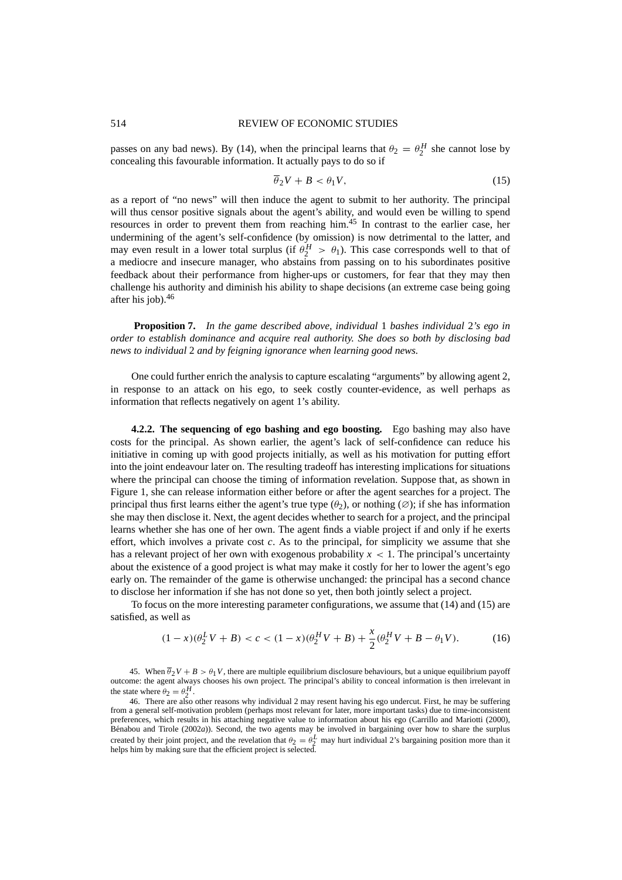passes on any bad news). By (14), when the principal learns that $\theta_2 = \theta_2^H$ she cannot lose by concealing this favourable information. It actually pays to do so if

$$\overline{\theta}_2 V + B < \theta_1 V, \tag{15}$$

as a report of "no news" will then induce the agent to submit to her authority. The principal will thus censor positive signals about the agent's ability, and would even be willing to spend resources in order to prevent them from reaching him.[45] In contrast to the earlier case, her undermining of the agent's self-confidence (by omission) is now detrimental to the latter, and may even result in a lower total surplus (if $\theta_2^H > \theta_1$). This case corresponds well to that of a mediocre and insecure manager, who abstains from passing on to his subordinates positive feedback about their performance from higher-ups or customers, for fear that they may then challenge his authority and diminish his ability to shape decisions (an extreme case being going after his job).[46]

**Proposition 7.** *In the game described above, individual* 1 *bashes individual* 2*'s ego in order to establish dominance and acquire real authority. She does so both by disclosing bad news to individual* 2 *and by feigning ignorance when learning good news.*

One could further enrich the analysis to capture escalating "arguments" by allowing agent 2, in response to an attack on his ego, to seek costly counter-evidence, as well perhaps as information that reflects negatively on agent 1's ability.

**4.2.2. The sequencing of ego bashing and ego boosting.** Ego bashing may also have costs for the principal. As shown earlier, the agent's lack of self-confidence can reduce his initiative in coming up with good projects initially, as well as his motivation for putting effort into the joint endeavour later on. The resulting tradeoff has interesting implications for situations where the principal can choose the timing of information revelation. Suppose that, as shown in Figure 1, she can release information either before or after the agent searches for a project. The principal thus first learns either the agent's true type ($\theta_2$), or nothing ($\varnothing$); if she has information she may then disclose it. Next, the agent decides whether to search for a project, and the principal learns whether she has one of her own. The agent finds a viable project if and only if he exerts effort, which involves a private cost $c$. As to the principal, for simplicity we assume that she has a relevant project of her own with exogenous probability $x < 1$. The principal's uncertainty about the existence of a good project is what may make it costly for her to lower the agent's ego early on. The remainder of the game is otherwise unchanged: the principal has a second chance to disclose her information if she has not done so yet, then both jointly select a project.

To focus on the more interesting parameter configurations, we assume that (14) and (15) are satisfied, as well as

$$(1-x)(\theta_2^L V + B) < c < (1-x)(\theta_2^H V + B) + \frac{x}{2}(\theta_2^H V + B - \theta_1 V). \tag{16}$$

45. When $\overline{\theta}_2 V + B > \theta_1 V$, there are multiple equilibrium disclosure behaviours, but a unique equilibrium payoff outcome: the agent always chooses his own project. The principal's ability to conceal information is then irrelevant in the state where $\theta_2 = \theta_2^H$.

46. There are also other reasons why individual 2 may resent having his ego undercut. First, he may be suffering from a general self-motivation problem (perhaps most relevant for later, more important tasks) due to time-inconsistent preferences, which results in his attaching negative value to information about his ego (Carrillo and Mariotti (2000), Bénabou and Tirole (2002*a*)). Second, the two agents may be involved in bargaining over how to share the surplus created by their joint project, and the revelation that $\theta_2 = \theta_2^L$ may hurt individual 2's bargaining position more than it helps him by making sure that the efficient project is selected.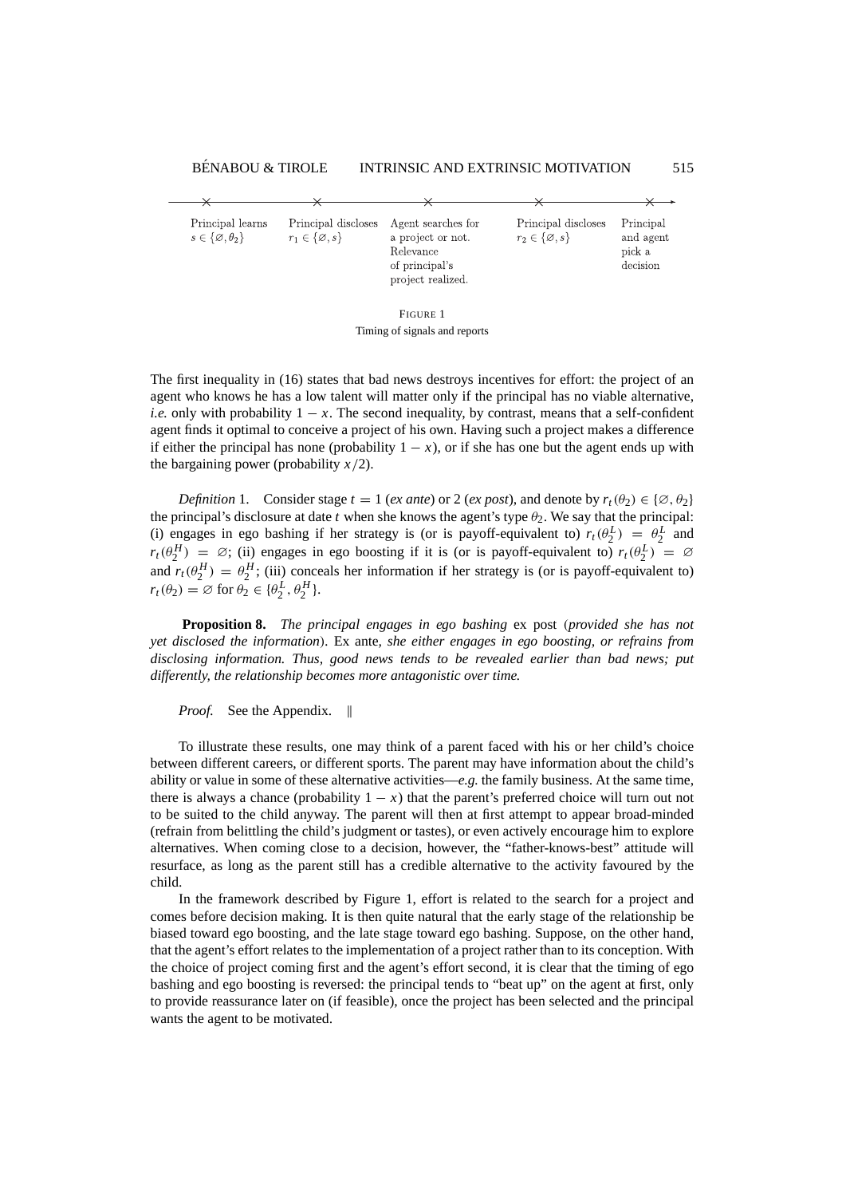| Principal learns $s \in \{\varnothing, \theta_2\}$ | Principal discloses $r_1 \in \{\varnothing, s\}$ | Agent searches for a project or not. Relevance of principal's project realized. | Principal discloses $r_2 \in \{\varnothing, s\}$ | Principal and agent pick a decision |
|---|---|---|---|---|

FIGURE 1

Timing of signals and reports

The first inequality in (16) states that bad news destroys incentives for effort: the project of an agent who knows he has a low talent will matter only if the principal has no viable alternative, *i.e.* only with probability $1 - x$. The second inequality, by contrast, means that a self-confident agent finds it optimal to conceive a project of his own. Having such a project makes a difference if either the principal has none (probability $1 - x$), or if she has one but the agent ends up with the bargaining power (probability $x/2$).

*Definition* 1. Consider stage $t = 1$ (*ex ante*) or 2 (*ex post*), and denote by $r_t(\theta_2) \in \{\varnothing, \theta_2\}$ the principal's disclosure at date $t$ when she knows the agent's type $\theta_2$. We say that the principal: (i) engages in ego bashing if her strategy is (or is payoff-equivalent to) $r_t(\theta_2^L) = \theta_2^L$ and $r_t(\theta_2^H) = \varnothing$; (ii) engages in ego boosting if it is (or is payoff-equivalent to) $r_t(\theta_2^L) = \varnothing$ and $r_t(\theta_2^H) = \theta_2^H$; (iii) conceals her information if her strategy is (or is payoff-equivalent to) $r_t(\theta_2) = \varnothing$ for $\theta_2 \in \{\theta_2^L, \theta_2^H\}$.

**Proposition 8.** *The principal engages in ego bashing* ex post (*provided she has not yet disclosed the information*). Ex ante, *she either engages in ego boosting, or refrains from disclosing information. Thus, good news tends to be revealed earlier than bad news; put differently, the relationship becomes more antagonistic over time.*

*Proof.* See the Appendix. ‖

To illustrate these results, one may think of a parent faced with his or her child's choice between different careers, or different sports. The parent may have information about the child's ability or value in some of these alternative activities—*e.g.* the family business. At the same time, there is always a chance (probability $1 - x$) that the parent's preferred choice will turn out not to be suited to the child anyway. The parent will then at first attempt to appear broad-minded (refrain from belittling the child's judgment or tastes), or even actively encourage him to explore alternatives. When coming close to a decision, however, the "father-knows-best" attitude will resurface, as long as the parent still has a credible alternative to the activity favoured by the child.

In the framework described by Figure 1, effort is related to the search for a project and comes before decision making. It is then quite natural that the early stage of the relationship be biased toward ego boosting, and the late stage toward ego bashing. Suppose, on the other hand, that the agent's effort relates to the implementation of a project rather than to its conception. With the choice of project coming first and the agent's effort second, it is clear that the timing of ego bashing and ego boosting is reversed: the principal tends to "beat up" on the agent at first, only to provide reassurance later on (if feasible), once the project has been selected and the principal wants the agent to be motivated.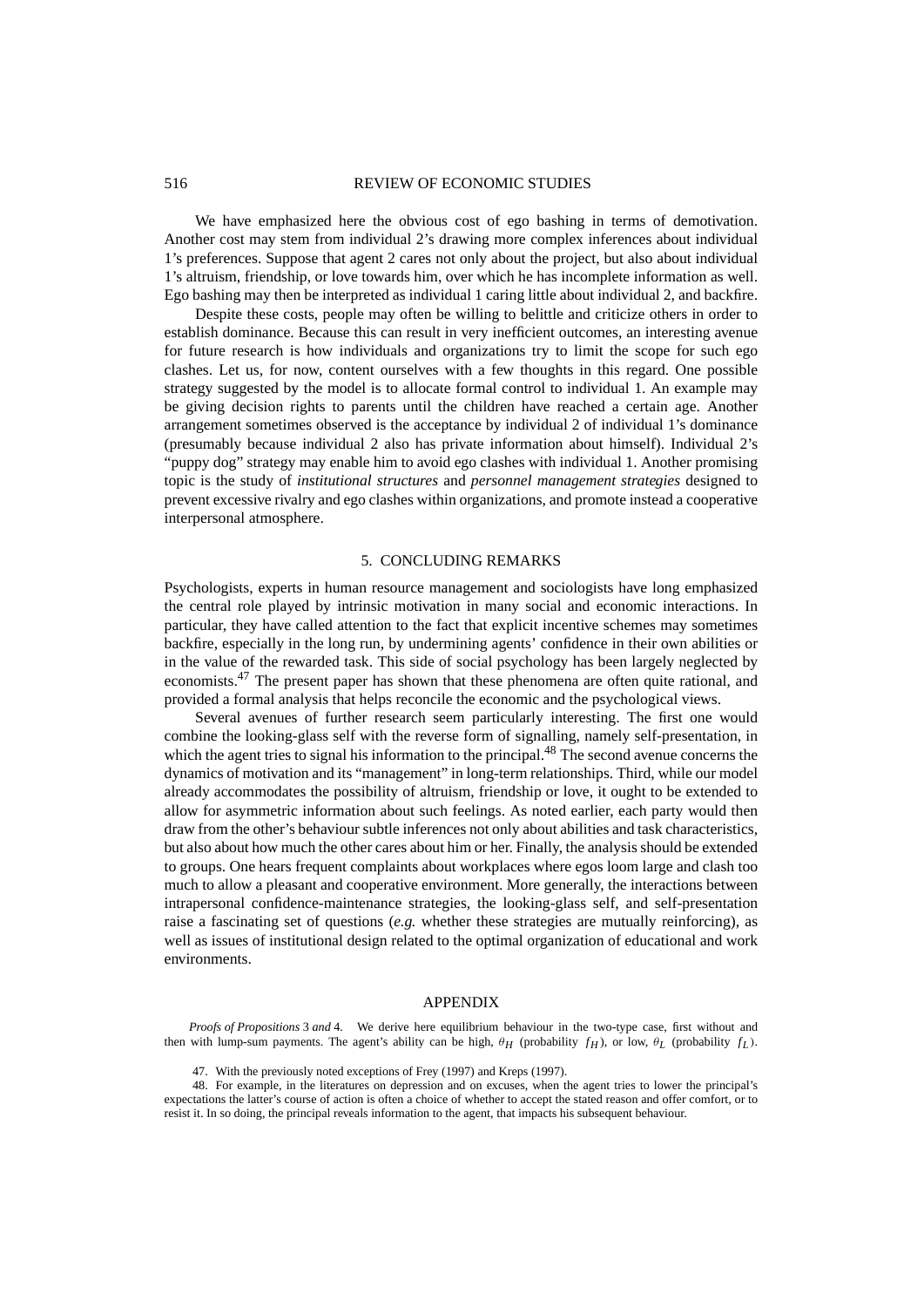We have emphasized here the obvious cost of ego bashing in terms of demotivation. Another cost may stem from individual 2's drawing more complex inferences about individual 1's preferences. Suppose that agent 2 cares not only about the project, but also about individual 1's altruism, friendship, or love towards him, over which he has incomplete information as well. Ego bashing may then be interpreted as individual 1 caring little about individual 2, and backfire.

Despite these costs, people may often be willing to belittle and criticize others in order to establish dominance. Because this can result in very inefficient outcomes, an interesting avenue for future research is how individuals and organizations try to limit the scope for such ego clashes. Let us, for now, content ourselves with a few thoughts in this regard. One possible strategy suggested by the model is to allocate formal control to individual 1. An example may be giving decision rights to parents until the children have reached a certain age. Another arrangement sometimes observed is the acceptance by individual 2 of individual 1's dominance (presumably because individual 2 also has private information about himself). Individual 2's "puppy dog" strategy may enable him to avoid ego clashes with individual 1. Another promising topic is the study of *institutional structures* and *personnel management strategies* designed to prevent excessive rivalry and ego clashes within organizations, and promote instead a cooperative interpersonal atmosphere.

## 5. CONCLUDING REMARKS

Psychologists, experts in human resource management and sociologists have long emphasized the central role played by intrinsic motivation in many social and economic interactions. In particular, they have called attention to the fact that explicit incentive schemes may sometimes backfire, especially in the long run, by undermining agents' confidence in their own abilities or in the value of the rewarded task. This side of social psychology has been largely neglected by economists.[47] The present paper has shown that these phenomena are often quite rational, and provided a formal analysis that helps reconcile the economic and the psychological views.

Several avenues of further research seem particularly interesting. The first one would combine the looking-glass self with the reverse form of signalling, namely self-presentation, in which the agent tries to signal his information to the principal.[48] The second avenue concerns the dynamics of motivation and its "management" in long-term relationships. Third, while our model already accommodates the possibility of altruism, friendship or love, it ought to be extended to allow for asymmetric information about such feelings. As noted earlier, each party would then draw from the other's behaviour subtle inferences not only about abilities and task characteristics, but also about how much the other cares about him or her. Finally, the analysis should be extended to groups. One hears frequent complaints about workplaces where egos loom large and clash too much to allow a pleasant and cooperative environment. More generally, the interactions between intrapersonal confidence-maintenance strategies, the looking-glass self, and self-presentation raise a fascinating set of questions (*e.g.* whether these strategies are mutually reinforcing), as well as issues of institutional design related to the optimal organization of educational and work environments.

## APPENDIX

*Proofs of Propositions* 3 *and* 4. We derive here equilibrium behaviour in the two-type case, first without and then with lump-sum payments. The agent's ability can be high, $\theta_H$ (probability $f_H$), or low, $\theta_L$ (probability $f_L$).

47. With the previously noted exceptions of Frey (1997) and Kreps (1997).

48. For example, in the literatures on depression and on excuses, when the agent tries to lower the principal's expectations the latter's course of action is often a choice of whether to accept the stated reason and offer comfort, or to resist it. In so doing, the principal reveals information to the agent, that impacts his subsequent behaviour.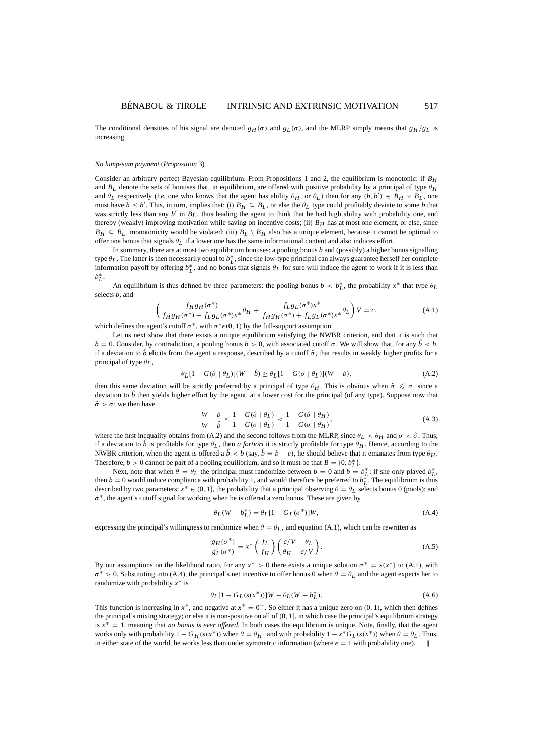The conditional densities of his signal are denoted $g_H(\sigma)$ and $g_L(\sigma)$, and the MLRP simply means that $g_H/g_L$ is increasing.

*No lump-sum payment* (*Proposition* 3)

Consider an arbitrary perfect Bayesian equilibrium. From Propositions 1 and 2, the equilibrium is monotonic: if $B_H$ and $B_L$ denote the sets of bonuses that, in equilibrium, are offered with positive probability by a principal of type $\theta_H$ and $\theta_L$ respectively (*i.e.* one who knows that the agent has ability $\theta_H$, or $\theta_L$) then for any $(b, b') \in B_H \times B_L$, one must have $b \le b'$. This, in turn, implies that: (i) $B_H \subseteq B_L$, or else the $\theta_L$ type could profitably deviate to some $b$ that was strictly less than any $b'$ in $B_L$, thus leading the agent to think that he had high ability with probability one, and thereby (weakly) improving motivation while saving on incentive costs; (ii) $B_H$ has at most one element, or else, since $B_H \subseteq B_L$, monotonicity would be violated; (iii) $B_L \setminus B_H$ also has a unique element, because it cannot be optimal to offer one bonus that signals $\theta_L$ if a lower one has the same informational content and also induces effort.

In summary, there are at most two equilibrium bonuses: a pooling bonus $b$ and (possibly) a higher bonus signalling type $\theta_L$. The latter is then necessarily equal to $b_L^*$, since the low-type principal can always guarantee herself her complete information payoff by offering $b_L^*$, and no bonus that signals $\theta_L$ for sure will induce the agent to work if it is less than $b_L^*$.

An equilibrium is thus defined by three parameters: the pooling bonus $b < b_L^*$, the probability $x^*$ that type $\theta_L$ selects $b$, and

$$\left( \frac{f_H g_H(\sigma^*)}{f_H g_H(\sigma^*) + f_L g_L(\sigma^*) x^*} \theta_H + \frac{f_L g_L(\sigma^*) x^*}{f_H g_H(\sigma^*) + f_L g_L(\sigma^*) x^*} \theta_L \right) V = c, \tag{A.1}$$

which defines the agent's cutoff $\sigma^*$, with $\sigma^* \epsilon (0, 1)$ by the full-support assumption.

Let us next show that there exists a unique equilibrium satisfying the NWBR criterion, and that it is such that $b = 0$. Consider, by contradiction, a pooling bonus $b > 0$, with associated cutoff $\sigma$. We will show that, for any $\hat{b} < b$, if a deviation to $\hat{b}$ elicits from the agent a response, described by a cutoff $\hat{\sigma}$, that results in weakly higher profits for a principal of type $\theta_L$,

$$\theta_L [1 - G(\hat{\sigma} \mid \theta_L)](W - \hat{b}) \ge \theta_L [1 - G(\sigma \mid \theta_L)](W - b), \tag{A.2}$$

then this same deviation will be strictly preferred by a principal of type $\theta_H$. This is obvious when $\hat{\sigma} \leqslant \sigma$, since a deviation to $\hat{b}$ then yields higher effort by the agent, at a lower cost for the principal (of any type). Suppose now that $\hat{\sigma} > \sigma$; we then have

$$\frac{W - b}{W - \hat{b}} \le \frac{1 - G(\hat{\sigma} \mid \theta_L)}{1 - G(\sigma \mid \theta_L)} < \frac{1 - G(\hat{\sigma} \mid \theta_H)}{1 - G(\sigma \mid \theta_H)}, \tag{A.3}$$

where the first inequality obtains from (A.2) and the second follows from the MLRP, since $\theta_L < \theta_H$ and $\sigma < \hat{\sigma}$. Thus, if a deviation to $\hat{b}$ is profitable for type $\theta_L$, then *a fortiori* it is strictly profitable for type $\theta_H$. Hence, according to the NWBR criterion, when the agent is offered a $\hat{b} < b$ (say, $\hat{b} = b - \varepsilon$), he should believe that it emanates from type $\theta_H$. Therefore, $b > 0$ cannot be part of a pooling equilibrium, and so it must be that $B = \{0, b_L^*\}$.

Next, note that when $\theta = \theta_L$ the principal must randomize between $b = 0$ and $b = b_L^*$: if she only played $b_L^*$, then $b = 0$ would induce compliance with probability 1, and would therefore be preferred to $b_L^*$. The equilibrium is thus described by two parameters: $x^* \in (0, 1]$, the probability that a principal observing $\theta = \theta_L$ selects bonus 0 (pools); and $\sigma^*$, the agent's cutoff signal for working when he is offered a zero bonus. These are given by

$$\theta_L (W - b_L^*) = \theta_L [1 - G_L(\sigma^*)] W, \tag{A.4}$$

expressing the principal's willingness to randomize when $\theta = \theta_L$, and equation (A.1), which can be rewritten as

$$\frac{g_H(\sigma^*)}{g_L(\sigma^*)} = x^* \left( \frac{f_L}{f_H} \right) \left( \frac{c/V - \theta_L}{\theta_H - c/V} \right). \tag{A.5}$$

By our assumptions on the likelihood ratio, for any $x^* > 0$ there exists a unique solution $\sigma^* = s(x^*)$ to (A.1), with $\sigma^* > 0$. Substituting into (A.4), the principal's net incentive to offer bonus 0 when $\theta = \theta_L$ and the agent expects her to randomize with probability $x^*$ is

$$\theta_L [1 - G_L(s(x^*))] W - \theta_L (W - b_L^*). \tag{A.6}$$

This function is increasing in $x^*$, and negative at $x^* = 0^+$. So either it has a unique zero on $(0, 1)$, which then defines the principal's mixing strategy; or else it is non-positive on all of $(0, 1]$, in which case the principal's equilibrium strategy is $x^* = 1$, meaning that *no bonus is ever offered.* In both cases the equilibrium is unique. Note, finally, that the agent works only with probability $1 - G_H(s(x^*))$ when $\theta = \theta_H$, and with probability $1 - x^* G_L(s(x^*))$ when $\theta = \theta_L$. Thus, in either state of the world, he works less than under symmetric information (where $e = 1$ with probability one). ‖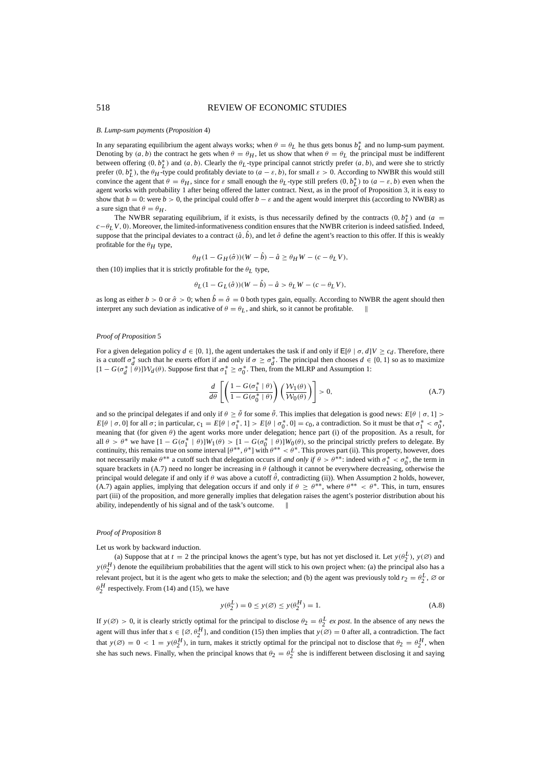*B. Lump-sum payments* (*Proposition* 4)

In any separating equilibrium the agent always works; when $\theta = \theta_L$ he thus gets bonus $b_L^*$ and no lump-sum payment. Denoting by $(a, b)$ the contract he gets when $\theta = \theta_H$, let us show that when $\theta = \theta_L$ the principal must be indifferent between offering $(0, b_L^*)$ and $(a, b)$. Clearly the $\theta_L$-type principal cannot strictly prefer $(a, b)$, and were she to strictly prefer $(0, b_L^*)$, the $\theta_H$-type could profitably deviate to $(a - \varepsilon, b)$, for small $\varepsilon > 0$. According to NWBR this would still convince the agent that $\theta = \theta_H$, since for $\varepsilon$ small enough the $\theta_L$-type still prefers $(0, b_L^*)$ to $(a - \varepsilon, b)$ even when the agent works with probability 1 after being offered the latter contract. Next, as in the proof of Proposition 3, it is easy to show that $b = 0$: were $b > 0$, the principal could offer $b - \varepsilon$ and the agent would interpret this (according to NWBR) as a sure sign that $\theta = \theta_H$.

The NWBR separating equilibrium, if it exists, is thus necessarily defined by the contracts $(0, b_L^*)$ and $(a = c - \theta_L V, 0)$. Moreover, the limited-informativeness condition ensures that the NWBR criterion is indeed satisfied. Indeed, suppose that the principal deviates to a contract $(\hat{a}, \hat{b})$, and let $\hat{\sigma}$ define the agent's reaction to this offer. If this is weakly profitable for the $\theta_H$ type,

$$\theta_H(1 - G_H(\hat{\sigma}))(W - \hat{b}) - \hat{a} \geq \theta_H W - (c - \theta_L V),$$

then (10) implies that it is strictly profitable for the $\theta_L$ type,

$$\theta_L(1 - G_L(\hat{\sigma}))(W - \hat{b}) - \hat{a} > \theta_L W - (c - \theta_L V),$$

as long as either $b > 0$ or $\hat{\sigma} > 0$; when $\hat{b} = \hat{\sigma} = 0$ both types gain, equally. According to NWBR the agent should then interpret any such deviation as indicative of $\theta = \theta_L$, and shirk, so it cannot be profitable. ‖

*Proof of Proposition* 5

For a given delegation policy $d \in \{0, 1\}$, the agent undertakes the task if and only if $\mathsf{E}[\theta \mid \sigma, d]V \geq c_d$. Therefore, there is a cutoff $\sigma_d^*$ such that he exerts effort if and only if $\sigma \geq \sigma_d^*$. The principal then chooses $d \in \{0, 1\}$ so as to maximize $[1 - G(\sigma_d^* \mid \theta)]\mathcal{W}_d(\theta)$. Suppose first that $\sigma_1^* \geq \sigma_0^*$. Then, from the MLRP and Assumption 1:

$$\frac{d}{d\theta}\left[\left(\frac{1 - G(\sigma_1^* \mid \theta)}{1 - G(\sigma_0^* \mid \theta)}\right)\left(\frac{\mathcal{W}_1(\theta)}{\mathcal{W}_0(\theta)}\right)\right] > 0, \tag{A.7}$$

and so the principal delegates if and only if $\theta \geq \tilde{\theta}$ for some $\tilde{\theta}$. This implies that delegation is good news: $E[\theta \mid \sigma, 1] > E[\theta \mid \sigma, 0]$ for all $\sigma$; in particular, $c_1 = E[\theta \mid \sigma_1^*, 1] > E[\theta \mid \sigma_0^*, 0] = c_0$, a contradiction. So it must be that $\sigma_1^* < \sigma_0^*$, meaning that (for given $\theta$) the agent works more under delegation; hence part (i) of the proposition. As a result, for all $\theta > \theta^*$ we have $[1 - G(\sigma_1^* \mid \theta)]W_1(\theta) > [1 - G(\sigma_0^* \mid \theta)]W_0(\theta)$, so the principal strictly prefers to delegate. By continuity, this remains true on some interval $[\theta^{**}, \theta^*]$ with $\theta^{**} < \theta^*$. This proves part (ii). This property, however, does not necessarily make $\theta^{**}$ a cutoff such that delegation occurs if *and only if* $\theta > \theta^{**}$: indeed with $\sigma_1^* < \sigma_0^*$, the term in square brackets in (A.7) need no longer be increasing in $\theta$ (although it cannot be everywhere decreasing, otherwise the principal would delegate if and only if $\theta$ was above a cutoff $\hat{\theta}$, contradicting (ii)). When Assumption 2 holds, however, (A.7) again applies, implying that delegation occurs if and only if $\theta \geq \theta^{**}$, where $\theta^{**} < \theta^*$. This, in turn, ensures part (iii) of the proposition, and more generally implies that delegation raises the agent's posterior distribution about his ability, independently of his signal and of the task's outcome. ‖

*Proof of Proposition* 8

Let us work by backward induction.

(a) Suppose that at $t = 2$ the principal knows the agent's type, but has not yet disclosed it. Let $y(\theta_2^L)$, $y(\varnothing)$ and $y(\theta_2^H)$ denote the equilibrium probabilities that the agent will stick to his own project when: (a) the principal also has a relevant project, but it is the agent who gets to make the selection; and (b) the agent was previously told $r_2 = \theta_2^L$, $\varnothing$ or $\theta_2^H$ respectively. From (14) and (15), we have

$$y(\theta_2^L) = 0 \leq y(\varnothing) \leq y(\theta_2^H) = 1. \tag{A.8}$$

If $y(\varnothing) > 0$, it is clearly strictly optimal for the principal to disclose $\theta_2 = \theta_2^L$ *ex post*. In the absence of any news the agent will thus infer that $s \in \{\varnothing, \theta_2^H\}$, and condition (15) then implies that $y(\varnothing) = 0$ after all, a contradiction. The fact that $y(\varnothing) = 0 < 1 = y(\theta_2^H)$, in turn, makes it strictly optimal for the principal not to disclose that $\theta_2 = \theta_2^H$, when she has such news. Finally, when the principal knows that $\theta_2 = \theta_2^L$ she is indifferent between disclosing it and saying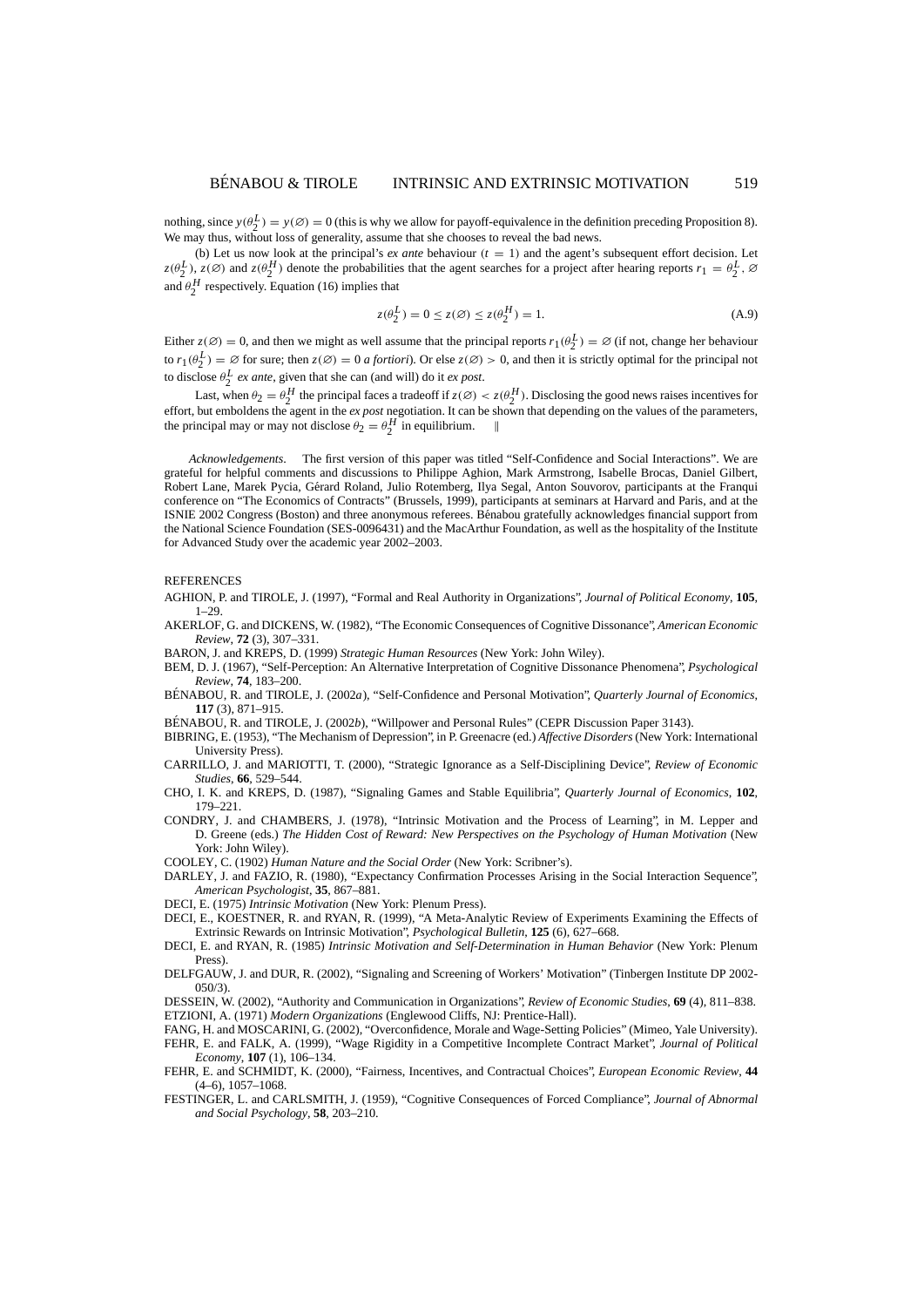nothing, since $y(\theta_2^L) = y(\varnothing) = 0$ (this is why we allow for payoff-equivalence in the definition preceding Proposition 8). We may thus, without loss of generality, assume that she chooses to reveal the bad news.

(b) Let us now look at the principal's *ex ante* behaviour ($t = 1$) and the agent's subsequent effort decision. Let $z(\theta_2^L)$, $z(\varnothing)$ and $z(\theta_2^H)$ denote the probabilities that the agent searches for a project after hearing reports $r_1 = \theta_2^L$, $\varnothing$ and $\theta_2^H$ respectively. Equation (16) implies that

$$z(\theta_2^L) = 0 \leq z(\varnothing) \leq z(\theta_2^H) = 1. \tag{A.9}$$

Either $z(\varnothing) = 0$, and then we might as well assume that the principal reports $r_1(\theta_2^L) = \varnothing$ (if not, change her behaviour to $r_1(\theta_2^L) = \varnothing$ for sure; then $z(\varnothing) = 0$ *a fortiori*). Or else $z(\varnothing) > 0$, and then it is strictly optimal for the principal not to disclose $\theta_2^L$ *ex ante*, given that she can (and will) do it *ex post*.

Last, when $\theta_2 = \theta_2^H$ the principal faces a tradeoff if $z(\varnothing) < z(\theta_2^H)$. Disclosing the good news raises incentives for effort, but emboldens the agent in the *ex post* negotiation. It can be shown that depending on the values of the parameters, the principal may or may not disclose $\theta_2 = \theta_2^H$ in equilibrium. ∥

*Acknowledgements*. The first version of this paper was titled "Self-Confidence and Social Interactions". We are grateful for helpful comments and discussions to Philippe Aghion, Mark Armstrong, Isabelle Brocas, Daniel Gilbert, Robert Lane, Marek Pycia, Gérard Roland, Julio Rotemberg, Ilya Segal, Anton Souvorov, participants at the Franqui conference on "The Economics of Contracts" (Brussels, 1999), participants at seminars at Harvard and Paris, and at the ISNIE 2002 Congress (Boston) and three anonymous referees. Bénabou gratefully acknowledges financial support from the National Science Foundation (SES-0096431) and the MacArthur Foundation, as well as the hospitality of the Institute for Advanced Study over the academic year 2002–2003.

## REFERENCES

AGHION, P. and TIROLE, J. (1997), "Formal and Real Authority in Organizations", *Journal of Political Economy*, **105**, 1–29.

AKERLOF, G. and DICKENS, W. (1982), "The Economic Consequences of Cognitive Dissonance", *American Economic Review*, **72** (3), 307–331.

BARON, J. and KREPS, D. (1999) *Strategic Human Resources* (New York: John Wiley).

BEM, D. J. (1967), "Self-Perception: An Alternative Interpretation of Cognitive Dissonance Phenomena", *Psychological Review*, **74**, 183–200.

BÉNABOU, R. and TIROLE, J. (2002*a*), "Self-Confidence and Personal Motivation", *Quarterly Journal of Economics*, **117** (3), 871–915.

BÉNABOU, R. and TIROLE, J. (2002*b*), "Willpower and Personal Rules" (CEPR Discussion Paper 3143).

BIBRING, E. (1953), "The Mechanism of Depression", in P. Greenacre (ed.) *Affective Disorders* (New York: International University Press).

CARRILLO, J. and MARIOTTI, T. (2000), "Strategic Ignorance as a Self-Disciplining Device", *Review of Economic Studies*, **66**, 529–544.

CHO, I. K. and KREPS, D. (1987), "Signaling Games and Stable Equilibria", *Quarterly Journal of Economics*, **102**, 179–221.

CONDRY, J. and CHAMBERS, J. (1978), "Intrinsic Motivation and the Process of Learning", in M. Lepper and D. Greene (eds.) *The Hidden Cost of Reward: New Perspectives on the Psychology of Human Motivation* (New York: John Wiley).

COOLEY, C. (1902) *Human Nature and the Social Order* (New York: Scribner's).

DARLEY, J. and FAZIO, R. (1980), "Expectancy Confirmation Processes Arising in the Social Interaction Sequence", *American Psychologist*, **35**, 867–881.

DECI, E. (1975) *Intrinsic Motivation* (New York: Plenum Press).

DECI, E., KOESTNER, R. and RYAN, R. (1999), "A Meta-Analytic Review of Experiments Examining the Effects of Extrinsic Rewards on Intrinsic Motivation", *Psychological Bulletin*, **125** (6), 627–668.

DECI, E. and RYAN, R. (1985) *Intrinsic Motivation and Self-Determination in Human Behavior* (New York: Plenum Press).

DELFGAUW, J. and DUR, R. (2002), "Signaling and Screening of Workers' Motivation" (Tinbergen Institute DP 2002-050/3).

DESSEIN, W. (2002), "Authority and Communication in Organizations", *Review of Economic Studies*, **69** (4), 811–838.

ETZIONI, A. (1971) *Modern Organizations* (Englewood Cliffs, NJ: Prentice-Hall).

FANG, H. and MOSCARINI, G. (2002), "Overconfidence, Morale and Wage-Setting Policies" (Mimeo, Yale University).

FEHR, E. and FALK, A. (1999), "Wage Rigidity in a Competitive Incomplete Contract Market", *Journal of Political Economy*, **107** (1), 106–134.

FEHR, E. and SCHMIDT, K. (2000), "Fairness, Incentives, and Contractual Choices", *European Economic Review*, **44** (4–6), 1057–1068.

FESTINGER, L. and CARLSMITH, J. (1959), "Cognitive Consequences of Forced Compliance", *Journal of Abnormal and Social Psychology*, **58**, 203–210.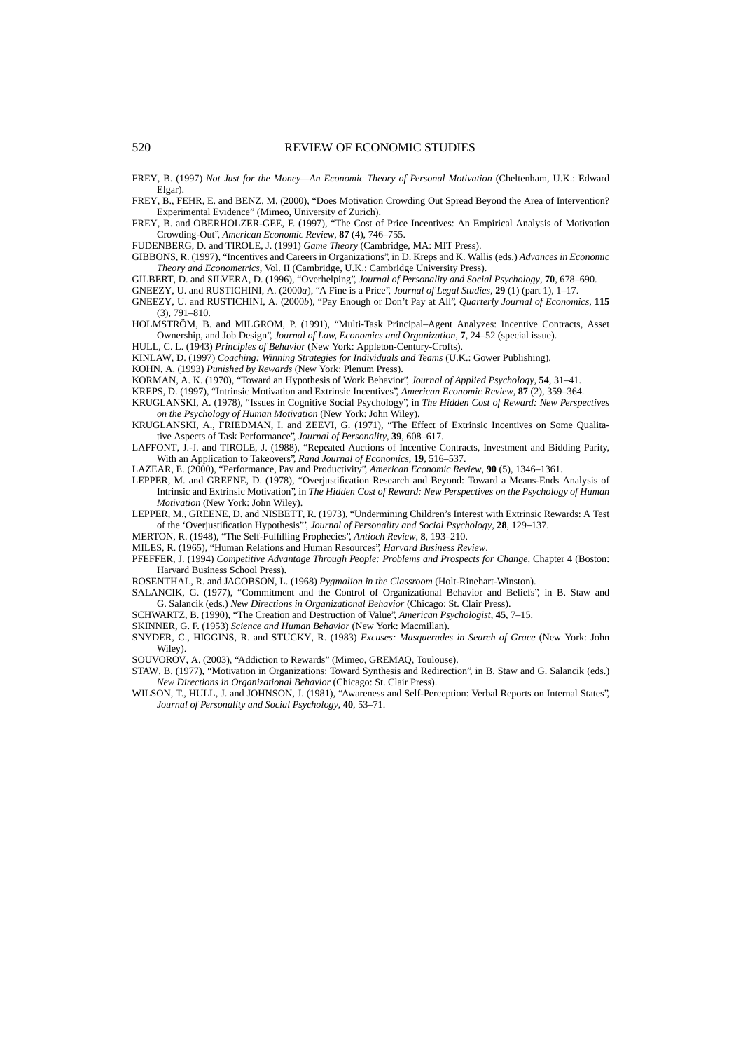FREY, B. (1997) *Not Just for the Money—An Economic Theory of Personal Motivation* (Cheltenham, U.K.: Edward Elgar).

FREY, B., FEHR, E. and BENZ, M. (2000), "Does Motivation Crowding Out Spread Beyond the Area of Intervention? Experimental Evidence" (Mimeo, University of Zurich).

FREY, B. and OBERHOLZER-GEE, F. (1997), "The Cost of Price Incentives: An Empirical Analysis of Motivation Crowding-Out", *American Economic Review*, **87** (4), 746–755.

FUDENBERG, D. and TIROLE, J. (1991) *Game Theory* (Cambridge, MA: MIT Press).

GIBBONS, R. (1997), "Incentives and Careers in Organizations", in D. Kreps and K. Wallis (eds.) *Advances in Economic Theory and Econometrics*, Vol. II (Cambridge, U.K.: Cambridge University Press).

GILBERT, D. and SILVERA, D. (1996), "Overhelping", *Journal of Personality and Social Psychology*, **70**, 678–690.

GNEEZY, U. and RUSTICHINI, A. (2000*a*), "A Fine is a Price", *Journal of Legal Studies*, **29** (1) (part 1), 1–17.

GNEEZY, U. and RUSTICHINI, A. (2000*b*), "Pay Enough or Don't Pay at All", *Quarterly Journal of Economics*, **115** (3), 791–810.

HOLMSTRÖM, B. and MILGROM, P. (1991), "Multi-Task Principal–Agent Analyzes: Incentive Contracts, Asset Ownership, and Job Design", *Journal of Law, Economics and Organization*, **7**, 24–52 (special issue).

HULL, C. L. (1943) *Principles of Behavior* (New York: Appleton-Century-Crofts).

KINLAW, D. (1997) *Coaching: Winning Strategies for Individuals and Teams* (U.K.: Gower Publishing).

KOHN, A. (1993) *Punished by Rewards* (New York: Plenum Press).

KORMAN, A. K. (1970), "Toward an Hypothesis of Work Behavior", *Journal of Applied Psychology*, **54**, 31–41.

KREPS, D. (1997), "Intrinsic Motivation and Extrinsic Incentives", *American Economic Review*, **87** (2), 359–364.

KRUGLANSKI, A. (1978), "Issues in Cognitive Social Psychology", in *The Hidden Cost of Reward: New Perspectives on the Psychology of Human Motivation* (New York: John Wiley).

KRUGLANSKI, A., FRIEDMAN, I. and ZEEVI, G. (1971), "The Effect of Extrinsic Incentives on Some Qualitative Aspects of Task Performance", *Journal of Personality*, **39**, 608–617.

LAFFONT, J.-J. and TIROLE, J. (1988), "Repeated Auctions of Incentive Contracts, Investment and Bidding Parity, With an Application to Takeovers", *Rand Journal of Economics*, **19**, 516–537.

LAZEAR, E. (2000), "Performance, Pay and Productivity", *American Economic Review*, **90** (5), 1346–1361.

LEPPER, M. and GREENE, D. (1978), "Overjustification Research and Beyond: Toward a Means-Ends Analysis of Intrinsic and Extrinsic Motivation", in *The Hidden Cost of Reward: New Perspectives on the Psychology of Human Motivation* (New York: John Wiley).

LEPPER, M., GREENE, D. and NISBETT, R. (1973), "Undermining Children's Interest with Extrinsic Rewards: A Test of the 'Overjustification Hypothesis'", *Journal of Personality and Social Psychology*, **28**, 129–137.

MERTON, R. (1948), "The Self-Fulfilling Prophecies", *Antioch Review*, **8**, 193–210.

MILES, R. (1965), "Human Relations and Human Resources", *Harvard Business Review*.

PFEFFER, J. (1994) *Competitive Advantage Through People: Problems and Prospects for Change*, Chapter 4 (Boston: Harvard Business School Press).

ROSENTHAL, R. and JACOBSON, L. (1968) *Pygmalion in the Classroom* (Holt-Rinehart-Winston).

SALANCIK, G. (1977), "Commitment and the Control of Organizational Behavior and Beliefs", in B. Staw and G. Salancik (eds.) *New Directions in Organizational Behavior* (Chicago: St. Clair Press).

SCHWARTZ, B. (1990), "The Creation and Destruction of Value", *American Psychologist*, **45**, 7–15.

SKINNER, G. F. (1953) *Science and Human Behavior* (New York: Macmillan).

SNYDER, C., HIGGINS, R. and STUCKY, R. (1983) *Excuses: Masquerades in Search of Grace* (New York: John Wiley).

SOUVOROV, A. (2003), "Addiction to Rewards" (Mimeo, GREMAQ, Toulouse).

STAW, B. (1977), "Motivation in Organizations: Toward Synthesis and Redirection", in B. Staw and G. Salancik (eds.) *New Directions in Organizational Behavior* (Chicago: St. Clair Press).

WILSON, T., HULL, J. and JOHNSON, J. (1981), "Awareness and Self-Perception: Verbal Reports on Internal States", *Journal of Personality and Social Psychology*, **40**, 53–71.